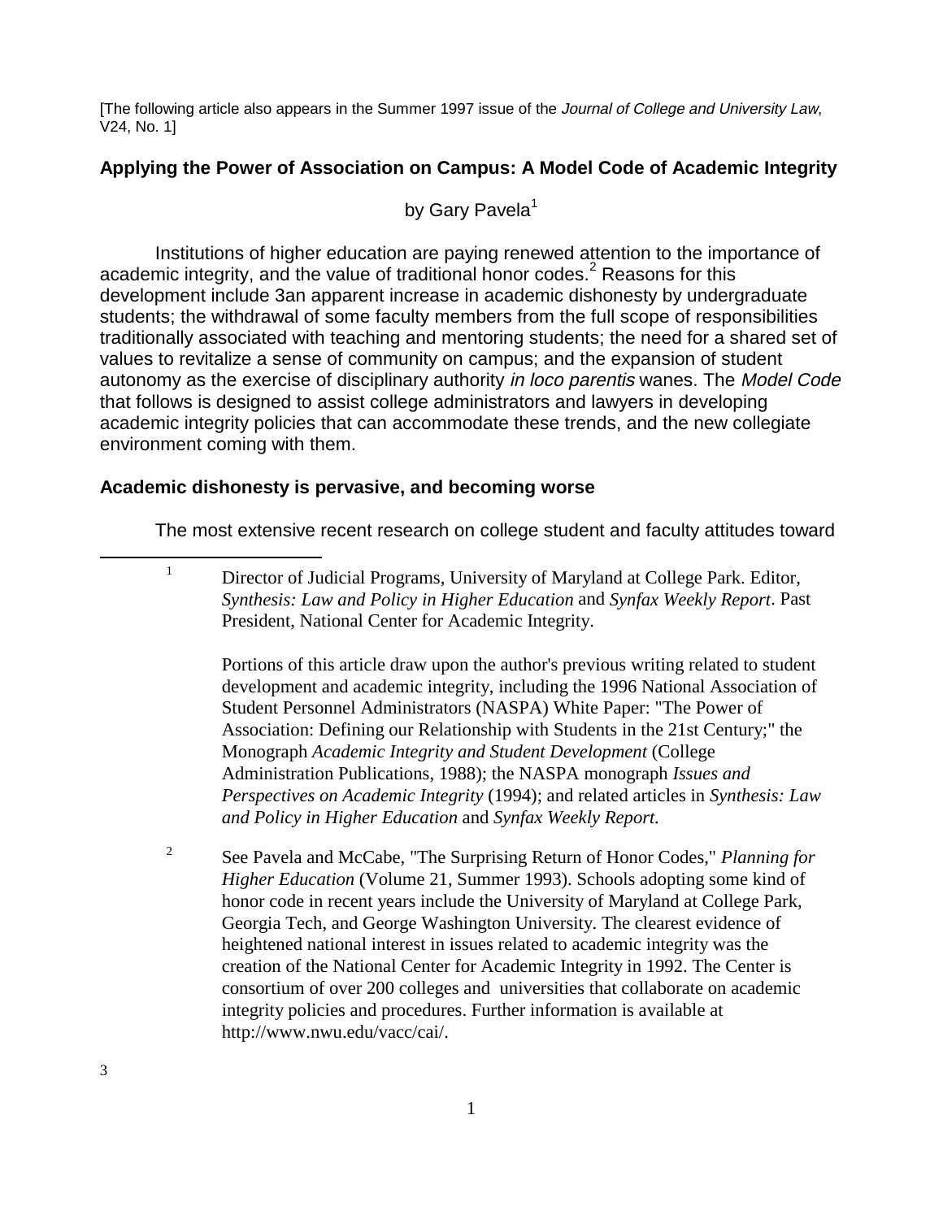[The following article also appears in the Summer 1997 issue of the *Journal of College and University Law*, V24, No. 1]

## Applying the Power of Association on Campus: A Model Code of Academic Integrity

by Gary Pavela[1]

Institutions of higher education are paying renewed attention to the importance of academic integrity, and the value of traditional honor codes.[2] Reasons for this development include 3an apparent increase in academic dishonesty by undergraduate students; the withdrawal of some faculty members from the full scope of responsibilities traditionally associated with teaching and mentoring students; the need for a shared set of values to revitalize a sense of community on campus; and the expansion of student autonomy as the exercise of disciplinary authority *in loco parentis* wanes. The *Model Code* that follows is designed to assist college administrators and lawyers in developing academic integrity policies that can accommodate these trends, and the new collegiate environment coming with them.

### Academic dishonesty is pervasive, and becoming worse

The most extensive recent research on college student and faculty attitudes toward

---

[1] Director of Judicial Programs, University of Maryland at College Park. Editor, *Synthesis: Law and Policy in Higher Education* and *Synfax Weekly Report*. Past President, National Center for Academic Integrity.

Portions of this article draw upon the author's previous writing related to student development and academic integrity, including the 1996 National Association of Student Personnel Administrators (NASPA) White Paper: "The Power of Association: Defining our Relationship with Students in the 21st Century;" the Monograph *Academic Integrity and Student Development* (College Administration Publications, 1988); the NASPA monograph *Issues and Perspectives on Academic Integrity* (1994); and related articles in *Synthesis: Law and Policy in Higher Education* and *Synfax Weekly Report*.

[2] See Pavela and McCabe, "The Surprising Return of Honor Codes," *Planning for Higher Education* (Volume 21, Summer 1993). Schools adopting some kind of honor code in recent years include the University of Maryland at College Park, Georgia Tech, and George Washington University. The clearest evidence of heightened national interest in issues related to academic integrity was the creation of the National Center for Academic Integrity in 1992. The Center is consortium of over 200 colleges and universities that collaborate on academic integrity policies and procedures. Further information is available at http://www.nwu.edu/vacc/cai/.

3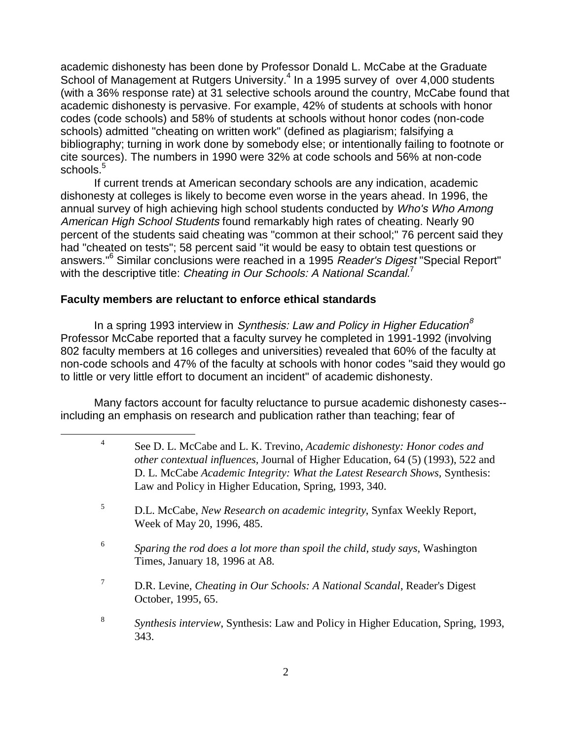academic dishonesty has been done by Professor Donald L. McCabe at the Graduate School of Management at Rutgers University.[4] In a 1995 survey of over 4,000 students (with a 36% response rate) at 31 selective schools around the country, McCabe found that academic dishonesty is pervasive. For example, 42% of students at schools with honor codes (code schools) and 58% of students at schools without honor codes (non-code schools) admitted "cheating on written work" (defined as plagiarism; falsifying a bibliography; turning in work done by somebody else; or intentionally failing to footnote or cite sources). The numbers in 1990 were 32% at code schools and 56% at non-code schools.[5]

If current trends at American secondary schools are any indication, academic dishonesty at colleges is likely to become even worse in the years ahead. In 1996, the annual survey of high achieving high school students conducted by *Who's Who Among American High School Students* found remarkably high rates of cheating. Nearly 90 percent of the students said cheating was "common at their school;" 76 percent said they had "cheated on tests"; 58 percent said "it would be easy to obtain test questions or answers."[6] Similar conclusions were reached in a 1995 *Reader's Digest* "Special Report" with the descriptive title: *Cheating in Our Schools: A National Scandal.*[7]

**Faculty members are reluctant to enforce ethical standards**

In a spring 1993 interview in *Synthesis: Law and Policy in Higher Education*[8] Professor McCabe reported that a faculty survey he completed in 1991-1992 (involving 802 faculty members at 16 colleges and universities) revealed that 60% of the faculty at non-code schools and 47% of the faculty at schools with honor codes "said they would go to little or very little effort to document an incident" of academic dishonesty.

Many factors account for faculty reluctance to pursue academic dishonesty cases--including an emphasis on research and publication rather than teaching; fear of

---

[4] See D. L. McCabe and L. K. Trevino, *Academic dishonesty: Honor codes and other contextual influences*, Journal of Higher Education, 64 (5) (1993), 522 and D. L. McCabe *Academic Integrity: What the Latest Research Shows*, Synthesis: Law and Policy in Higher Education, Spring, 1993, 340.

[5] D.L. McCabe, *New Research on academic integrity*, Synfax Weekly Report, Week of May 20, 1996, 485.

[6] *Sparing the rod does a lot more than spoil the child, study says*, Washington Times, January 18, 1996 at A8.

[7] D.R. Levine, *Cheating in Our Schools: A National Scandal*, Reader's Digest October, 1995, 65.

[8] *Synthesis interview*, Synthesis: Law and Policy in Higher Education, Spring, 1993, 343.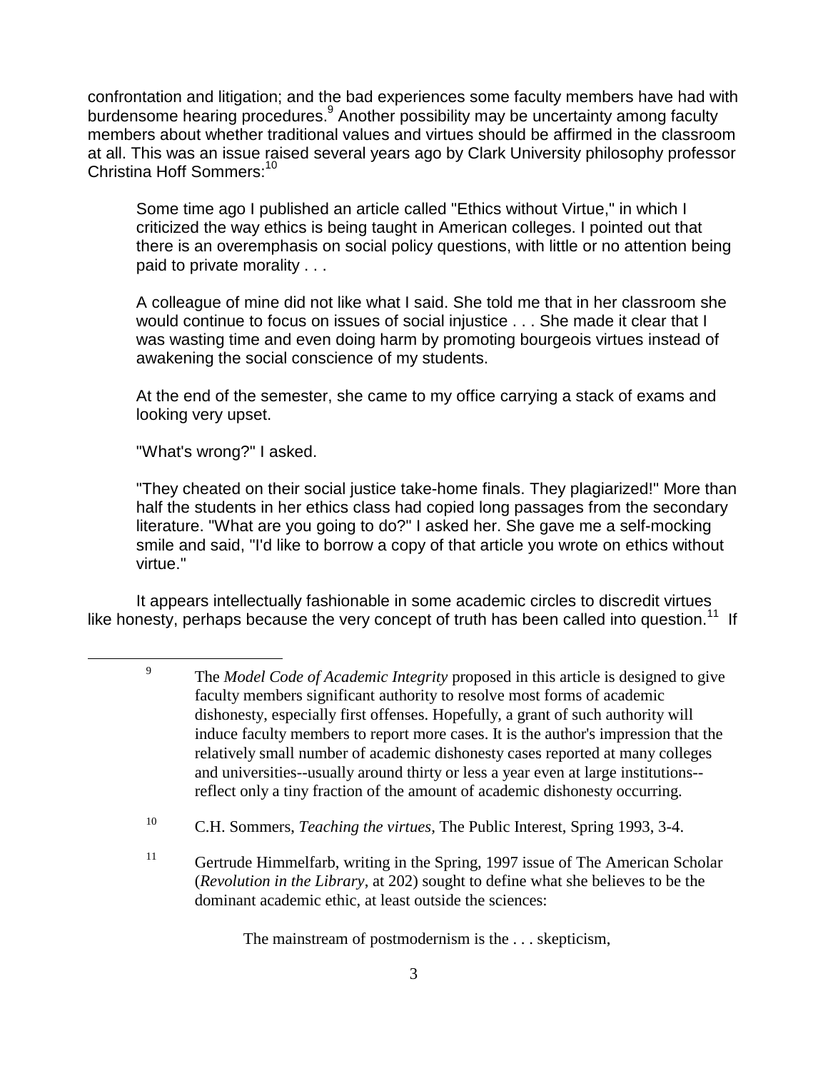confrontation and litigation; and the bad experiences some faculty members have had with burdensome hearing procedures.[9] Another possibility may be uncertainty among faculty members about whether traditional values and virtues should be affirmed in the classroom at all. This was an issue raised several years ago by Clark University philosophy professor Christina Hoff Sommers:[10]

> Some time ago I published an article called "Ethics without Virtue," in which I criticized the way ethics is being taught in American colleges. I pointed out that there is an overemphasis on social policy questions, with little or no attention being paid to private morality . . .
>
> A colleague of mine did not like what I said. She told me that in her classroom she would continue to focus on issues of social injustice . . . She made it clear that I was wasting time and even doing harm by promoting bourgeois virtues instead of awakening the social conscience of my students.
>
> At the end of the semester, she came to my office carrying a stack of exams and looking very upset.
>
> "What's wrong?" I asked.
>
> "They cheated on their social justice take-home finals. They plagiarized!" More than half the students in her ethics class had copied long passages from the secondary literature. "What are you going to do?" I asked her. She gave me a self-mocking smile and said, "I'd like to borrow a copy of that article you wrote on ethics without virtue."

It appears intellectually fashionable in some academic circles to discredit virtues like honesty, perhaps because the very concept of truth has been called into question.[11] If

---

[9] The *Model Code of Academic Integrity* proposed in this article is designed to give faculty members significant authority to resolve most forms of academic dishonesty, especially first offenses. Hopefully, a grant of such authority will induce faculty members to report more cases. It is the author's impression that the relatively small number of academic dishonesty cases reported at many colleges and universities--usually around thirty or less a year even at large institutions--reflect only a tiny fraction of the amount of academic dishonesty occurring.

[10] C.H. Sommers, *Teaching the virtues,* The Public Interest, Spring 1993, 3-4.

[11] Gertrude Himmelfarb, writing in the Spring, 1997 issue of The American Scholar (*Revolution in the Library*, at 202) sought to define what she believes to be the dominant academic ethic, at least outside the sciences:

> The mainstream of postmodernism is the . . . skepticism,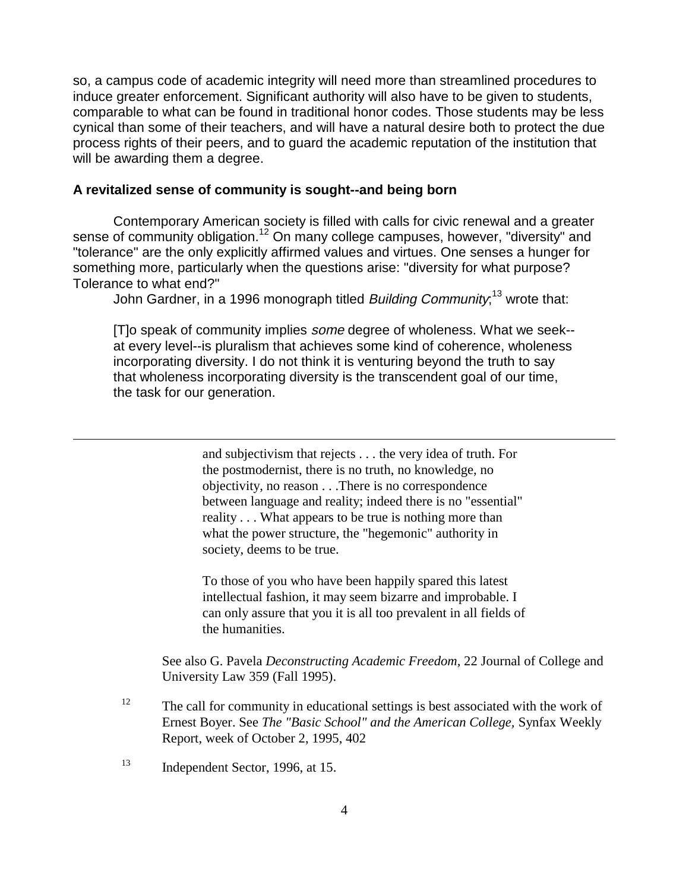so, a campus code of academic integrity will need more than streamlined procedures to induce greater enforcement. Significant authority will also have to be given to students, comparable to what can be found in traditional honor codes. Those students may be less cynical than some of their teachers, and will have a natural desire both to protect the due process rights of their peers, and to guard the academic reputation of the institution that will be awarding them a degree.

**A revitalized sense of community is sought--and being born**

Contemporary American society is filled with calls for civic renewal and a greater sense of community obligation.[12] On many college campuses, however, "diversity" and "tolerance" are the only explicitly affirmed values and virtues. One senses a hunger for something more, particularly when the questions arise: "diversity for what purpose? Tolerance to what end?"

John Gardner, in a 1996 monograph titled *Building Community*,[13] wrote that:

> [T]o speak of community implies *some* degree of wholeness. What we seek--at every level--is pluralism that achieves some kind of coherence, wholeness incorporating diversity. I do not think it is venturing beyond the truth to say that wholeness incorporating diversity is the transcendent goal of our time, the task for our generation.

---

> and subjectivism that rejects . . . the very idea of truth. For the postmodernist, there is no truth, no knowledge, no objectivity, no reason . . .There is no correspondence between language and reality; indeed there is no "essential" reality . . . What appears to be true is nothing more than what the power structure, the "hegemonic" authority in society, deems to be true.
>
> To those of you who have been happily spared this latest intellectual fashion, it may seem bizarre and improbable. I can only assure that you it is all too prevalent in all fields of the humanities.

See also G. Pavela *Deconstructing Academic Freedom*, 22 Journal of College and University Law 359 (Fall 1995).

[12] The call for community in educational settings is best associated with the work of Ernest Boyer. See *The "Basic School" and the American College,* Synfax Weekly Report, week of October 2, 1995, 402

[13] Independent Sector, 1996, at 15.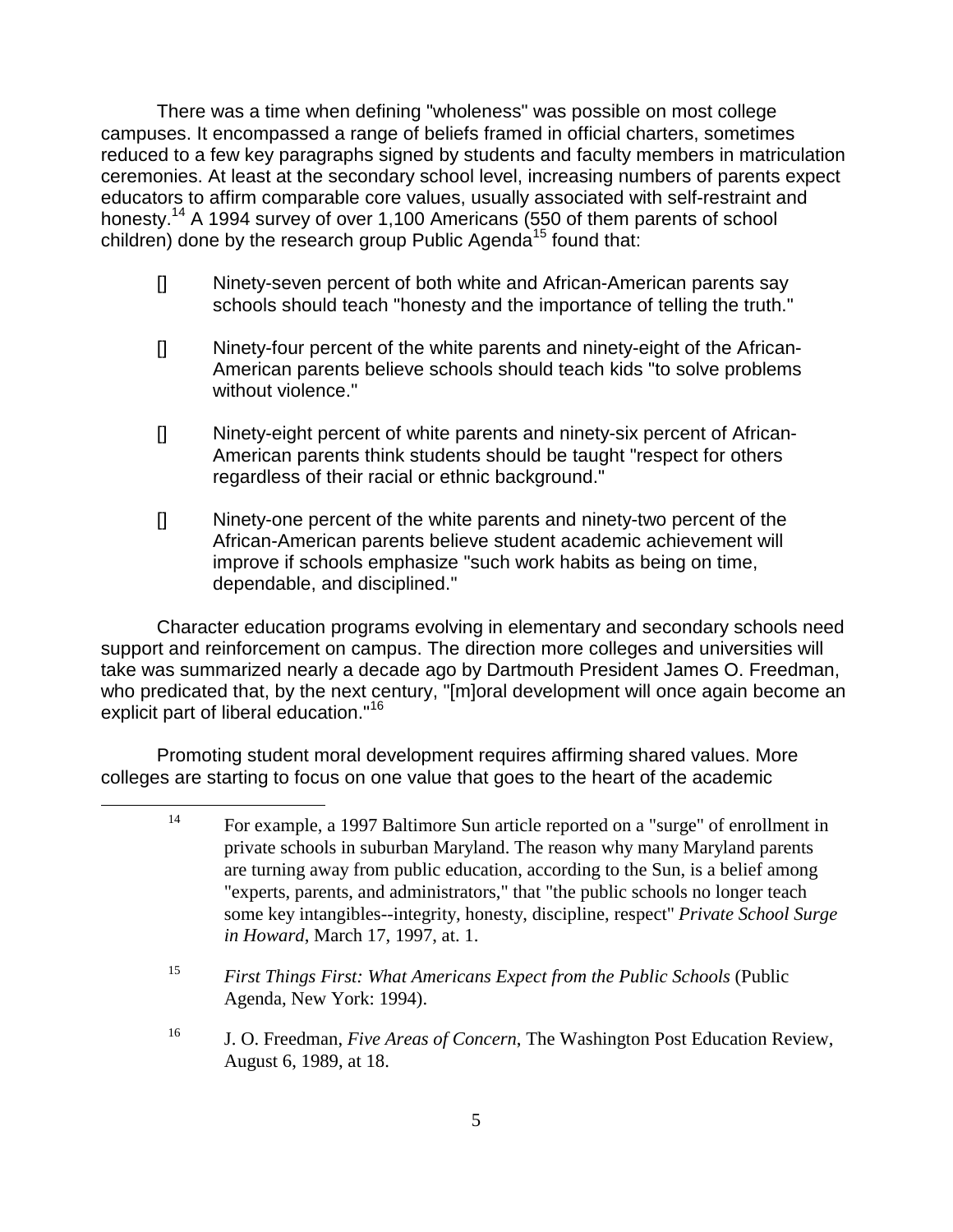There was a time when defining "wholeness" was possible on most college campuses. It encompassed a range of beliefs framed in official charters, sometimes reduced to a few key paragraphs signed by students and faculty members in matriculation ceremonies. At least at the secondary school level, increasing numbers of parents expect educators to affirm comparable core values, usually associated with self-restraint and honesty.[14] A 1994 survey of over 1,100 Americans (550 of them parents of school children) done by the research group Public Agenda[15] found that:

- Ninety-seven percent of both white and African-American parents say schools should teach "honesty and the importance of telling the truth."

- Ninety-four percent of the white parents and ninety-eight of the African-American parents believe schools should teach kids "to solve problems without violence."

- Ninety-eight percent of white parents and ninety-six percent of African-American parents think students should be taught "respect for others regardless of their racial or ethnic background."

- Ninety-one percent of the white parents and ninety-two percent of the African-American parents believe student academic achievement will improve if schools emphasize "such work habits as being on time, dependable, and disciplined."

Character education programs evolving in elementary and secondary schools need support and reinforcement on campus. The direction more colleges and universities will take was summarized nearly a decade ago by Dartmouth President James O. Freedman, who predicated that, by the next century, "[m]oral development will once again become an explicit part of liberal education."[16]

Promoting student moral development requires affirming shared values. More colleges are starting to focus on one value that goes to the heart of the academic

---

[14] For example, a 1997 Baltimore Sun article reported on a "surge" of enrollment in private schools in suburban Maryland. The reason why many Maryland parents are turning away from public education, according to the Sun, is a belief among "experts, parents, and administrators," that "the public schools no longer teach some key intangibles--integrity, honesty, discipline, respect" *Private School Surge in Howard*, March 17, 1997, at. 1.

[15] *First Things First: What Americans Expect from the Public Schools* (Public Agenda, New York: 1994).

[16] J. O. Freedman, *Five Areas of Concern*, The Washington Post Education Review, August 6, 1989, at 18.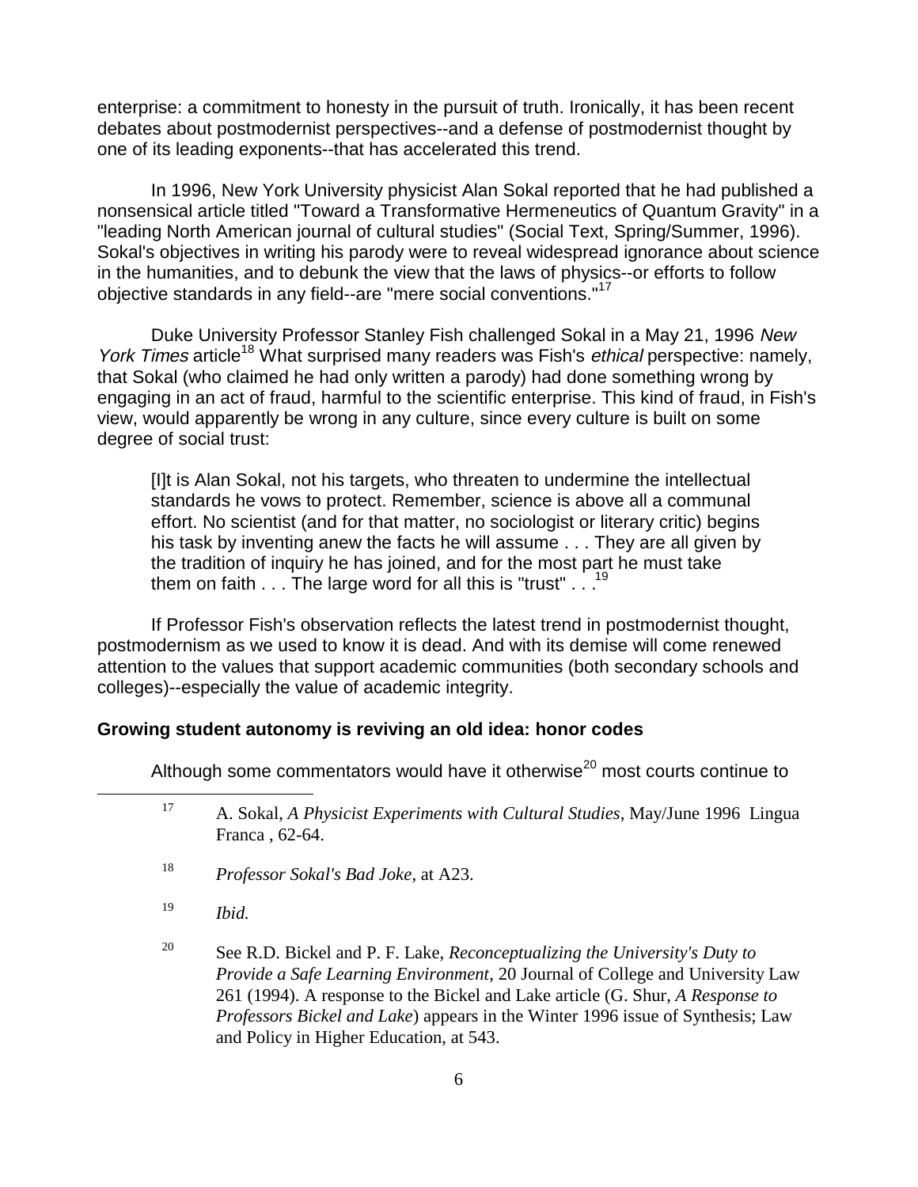enterprise: a commitment to honesty in the pursuit of truth. Ironically, it has been recent debates about postmodernist perspectives--and a defense of postmodernist thought by one of its leading exponents--that has accelerated this trend.

In 1996, New York University physicist Alan Sokal reported that he had published a nonsensical article titled "Toward a Transformative Hermeneutics of Quantum Gravity" in a "leading North American journal of cultural studies" (Social Text, Spring/Summer, 1996). Sokal's objectives in writing his parody were to reveal widespread ignorance about science in the humanities, and to debunk the view that the laws of physics--or efforts to follow objective standards in any field--are "mere social conventions."[17]

Duke University Professor Stanley Fish challenged Sokal in a May 21, 1996 *New York Times* article[18] What surprised many readers was Fish's *ethical* perspective: namely, that Sokal (who claimed he had only written a parody) had done something wrong by engaging in an act of fraud, harmful to the scientific enterprise. This kind of fraud, in Fish's view, would apparently be wrong in any culture, since every culture is built on some degree of social trust:

> [I]t is Alan Sokal, not his targets, who threaten to undermine the intellectual standards he vows to protect. Remember, science is above all a communal effort. No scientist (and for that matter, no sociologist or literary critic) begins his task by inventing anew the facts he will assume . . . They are all given by the tradition of inquiry he has joined, and for the most part he must take them on faith . . . The large word for all this is "trust" . . .[19]

If Professor Fish's observation reflects the latest trend in postmodernist thought, postmodernism as we used to know it is dead. And with its demise will come renewed attention to the values that support academic communities (both secondary schools and colleges)--especially the value of academic integrity.

**Growing student autonomy is reviving an old idea: honor codes**

Although some commentators would have it otherwise[20] most courts continue to

---

[17] A. Sokal, *A Physicist Experiments with Cultural Studies*, May/June 1996 Lingua Franca , 62-64.

[18] *Professor Sokal's Bad Joke*, at A23.

[19] *Ibid.*

[20] See R.D. Bickel and P. F. Lake, *Reconceptualizing the University's Duty to Provide a Safe Learning Environment*, 20 Journal of College and University Law 261 (1994). A response to the Bickel and Lake article (G. Shur, *A Response to Professors Bickel and Lake*) appears in the Winter 1996 issue of Synthesis; Law and Policy in Higher Education, at 543.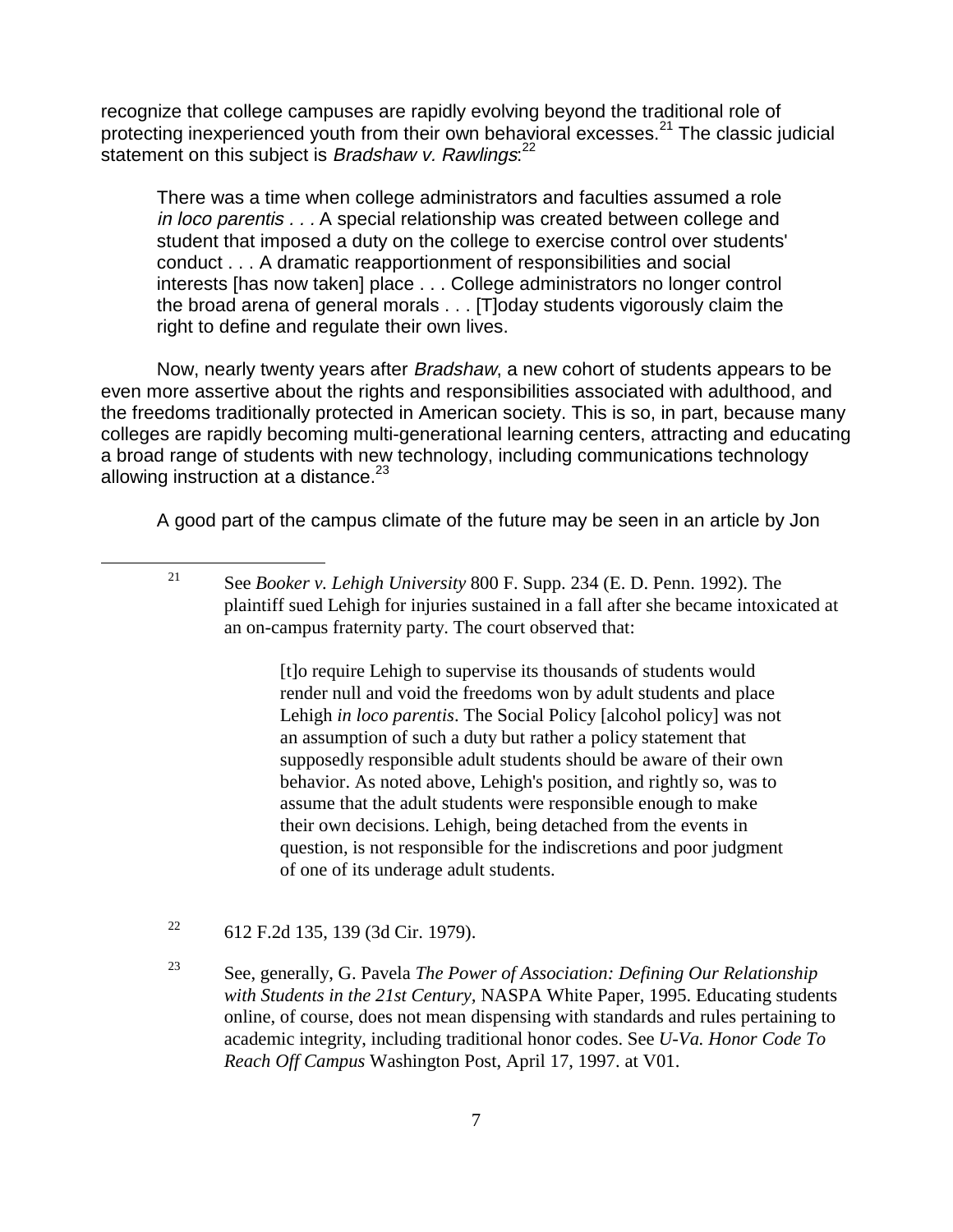recognize that college campuses are rapidly evolving beyond the traditional role of protecting inexperienced youth from their own behavioral excesses.[21] The classic judicial statement on this subject is *Bradshaw v. Rawlings*:[22]

> There was a time when college administrators and faculties assumed a role *in loco parentis . . .* A special relationship was created between college and student that imposed a duty on the college to exercise control over students' conduct . . . A dramatic reapportionment of responsibilities and social interests [has now taken] place . . . College administrators no longer control the broad arena of general morals . . . [T]oday students vigorously claim the right to define and regulate their own lives.

Now, nearly twenty years after *Bradshaw*, a new cohort of students appears to be even more assertive about the rights and responsibilities associated with adulthood, and the freedoms traditionally protected in American society. This is so, in part, because many colleges are rapidly becoming multi-generational learning centers, attracting and educating a broad range of students with new technology, including communications technology allowing instruction at a distance.[23]

A good part of the campus climate of the future may be seen in an article by Jon

---

[21] See *Booker v. Lehigh University* 800 F. Supp. 234 (E. D. Penn. 1992). The plaintiff sued Lehigh for injuries sustained in a fall after she became intoxicated at an on-campus fraternity party. The court observed that:

> [t]o require Lehigh to supervise its thousands of students would render null and void the freedoms won by adult students and place Lehigh *in loco parentis*. The Social Policy [alcohol policy] was not an assumption of such a duty but rather a policy statement that supposedly responsible adult students should be aware of their own behavior. As noted above, Lehigh's position, and rightly so, was to assume that the adult students were responsible enough to make their own decisions. Lehigh, being detached from the events in question, is not responsible for the indiscretions and poor judgment of one of its underage adult students.

[22] 612 F.2d 135, 139 (3d Cir. 1979).

[23] See, generally, G. Pavela *The Power of Association: Defining Our Relationship with Students in the 21st Century*, NASPA White Paper, 1995. Educating students online, of course, does not mean dispensing with standards and rules pertaining to academic integrity, including traditional honor codes. See *U-Va. Honor Code To Reach Off Campus* Washington Post, April 17, 1997. at V01.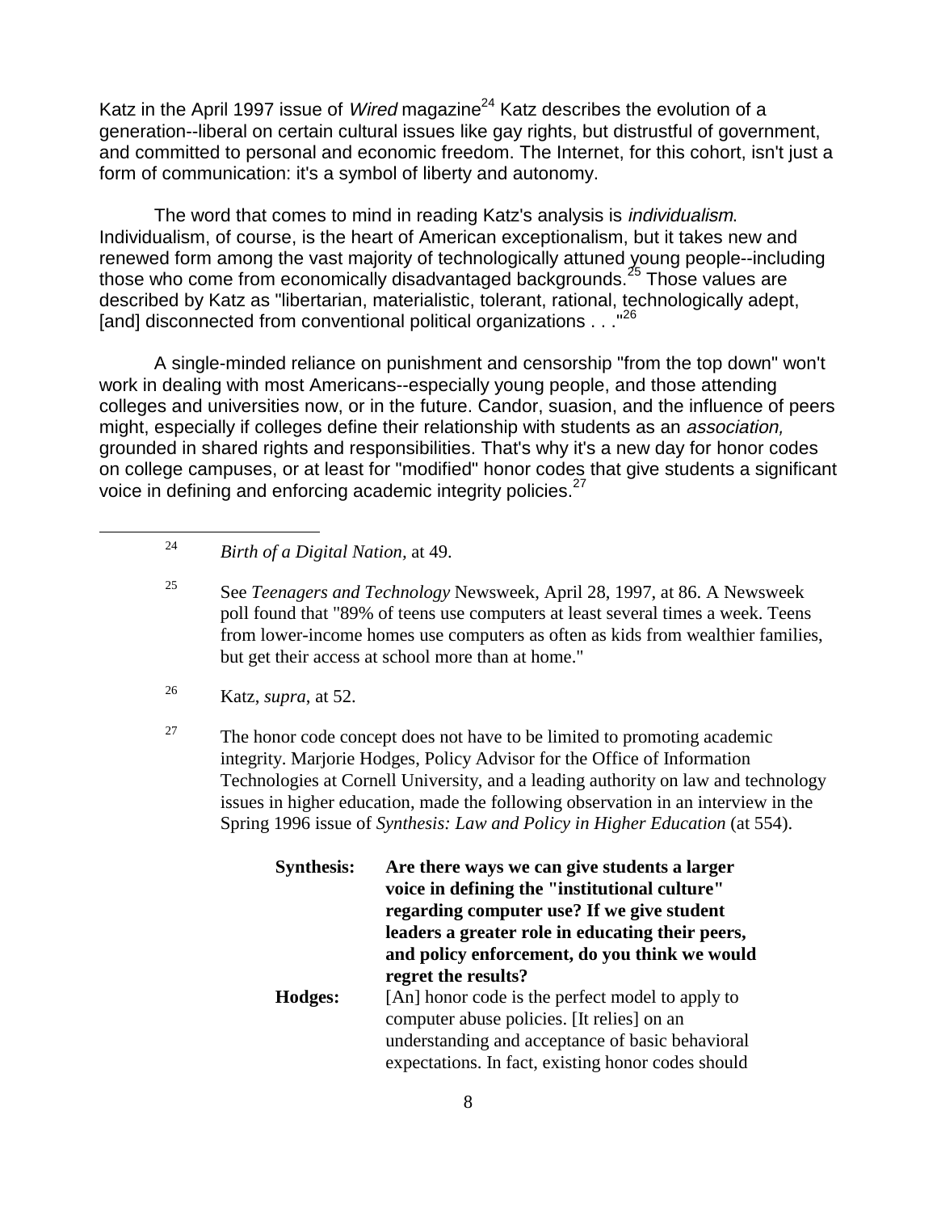Katz in the April 1997 issue of *Wired* magazine[24] Katz describes the evolution of a generation--liberal on certain cultural issues like gay rights, but distrustful of government, and committed to personal and economic freedom. The Internet, for this cohort, isn't just a form of communication: it's a symbol of liberty and autonomy.

The word that comes to mind in reading Katz's analysis is *individualism*. Individualism, of course, is the heart of American exceptionalism, but it takes new and renewed form among the vast majority of technologically attuned young people--including those who come from economically disadvantaged backgrounds.[25] Those values are described by Katz as "libertarian, materialistic, tolerant, rational, technologically adept, [and] disconnected from conventional political organizations . . ."[26]

A single-minded reliance on punishment and censorship "from the top down" won't work in dealing with most Americans--especially young people, and those attending colleges and universities now, or in the future. Candor, suasion, and the influence of peers might, especially if colleges define their relationship with students as an *association,* grounded in shared rights and responsibilities. That's why it's a new day for honor codes on college campuses, or at least for "modified" honor codes that give students a significant voice in defining and enforcing academic integrity policies.[27]

---

[24] *Birth of a Digital Nation,* at 49.

[25] See *Teenagers and Technology* Newsweek, April 28, 1997, at 86. A Newsweek poll found that "89% of teens use computers at least several times a week. Teens from lower-income homes use computers as often as kids from wealthier families, but get their access at school more than at home."

[26] Katz, *supra*, at 52.

[27] The honor code concept does not have to be limited to promoting academic integrity. Marjorie Hodges, Policy Advisor for the Office of Information Technologies at Cornell University, and a leading authority on law and technology issues in higher education, made the following observation in an interview in the Spring 1996 issue of *Synthesis: Law and Policy in Higher Education* (at 554).

> **Synthesis:** **Are there ways we can give students a larger voice in defining the "institutional culture" regarding computer use? If we give student leaders a greater role in educating their peers, and policy enforcement, do you think we would regret the results?**
>
> **Hodges:** [An] honor code is the perfect model to apply to computer abuse policies. [It relies] on an understanding and acceptance of basic behavioral expectations. In fact, existing honor codes should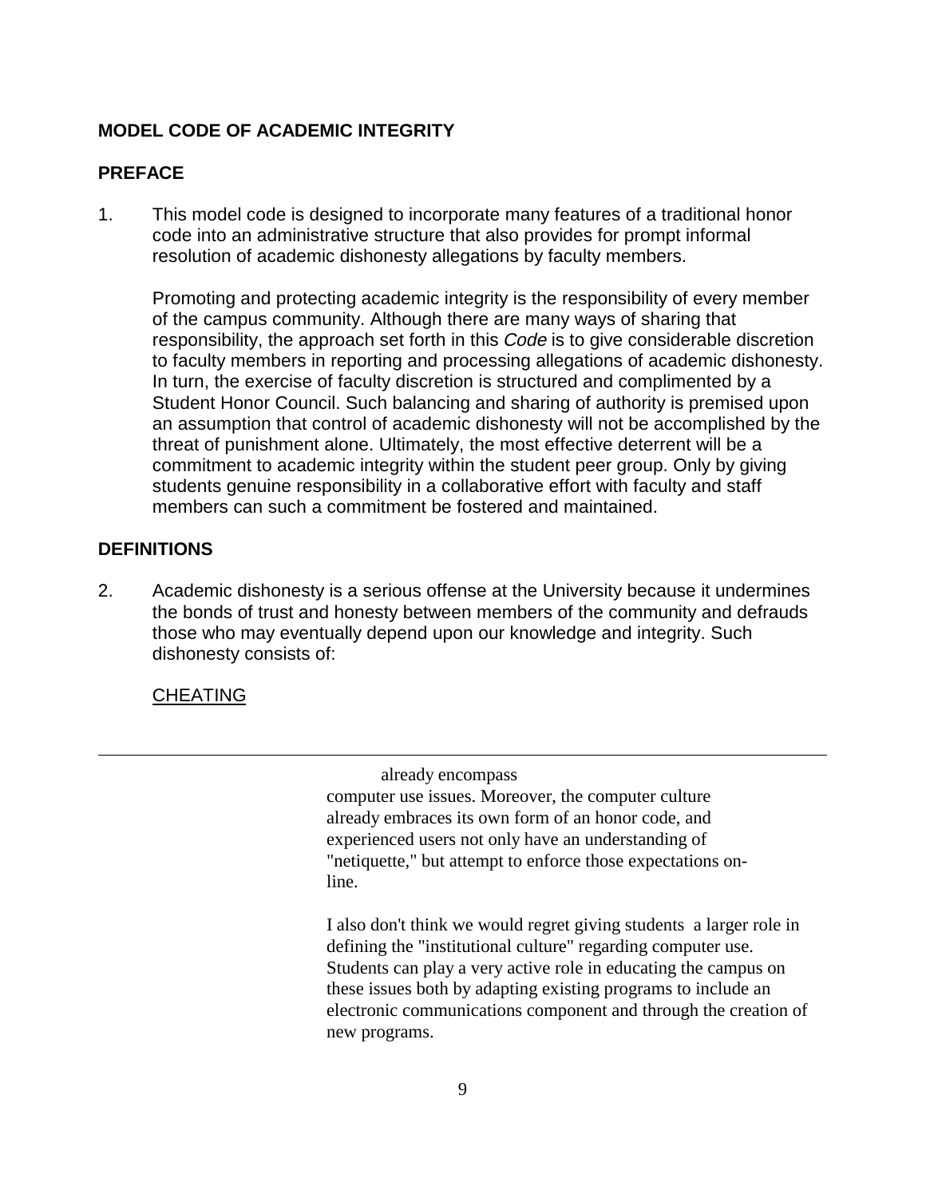**MODEL CODE OF ACADEMIC INTEGRITY**

**PREFACE**

1. This model code is designed to incorporate many features of a traditional honor code into an administrative structure that also provides for prompt informal resolution of academic dishonesty allegations by faculty members.

   Promoting and protecting academic integrity is the responsibility of every member of the campus community. Although there are many ways of sharing that responsibility, the approach set forth in this *Code* is to give considerable discretion to faculty members in reporting and processing allegations of academic dishonesty. In turn, the exercise of faculty discretion is structured and complimented by a Student Honor Council. Such balancing and sharing of authority is premised upon an assumption that control of academic dishonesty will not be accomplished by the threat of punishment alone. Ultimately, the most effective deterrent will be a commitment to academic integrity within the student peer group. Only by giving students genuine responsibility in a collaborative effort with faculty and staff members can such a commitment be fostered and maintained.

**DEFINITIONS**

2. Academic dishonesty is a serious offense at the University because it undermines the bonds of trust and honesty between members of the community and defrauds those who may eventually depend upon our knowledge and integrity. Such dishonesty consists of:

   CHEATING

---

already encompass computer use issues. Moreover, the computer culture already embraces its own form of an honor code, and experienced users not only have an understanding of "netiquette," but attempt to enforce those expectations on-line.

I also don't think we would regret giving students a larger role in defining the "institutional culture" regarding computer use. Students can play a very active role in educating the campus on these issues both by adapting existing programs to include an electronic communications component and through the creation of new programs.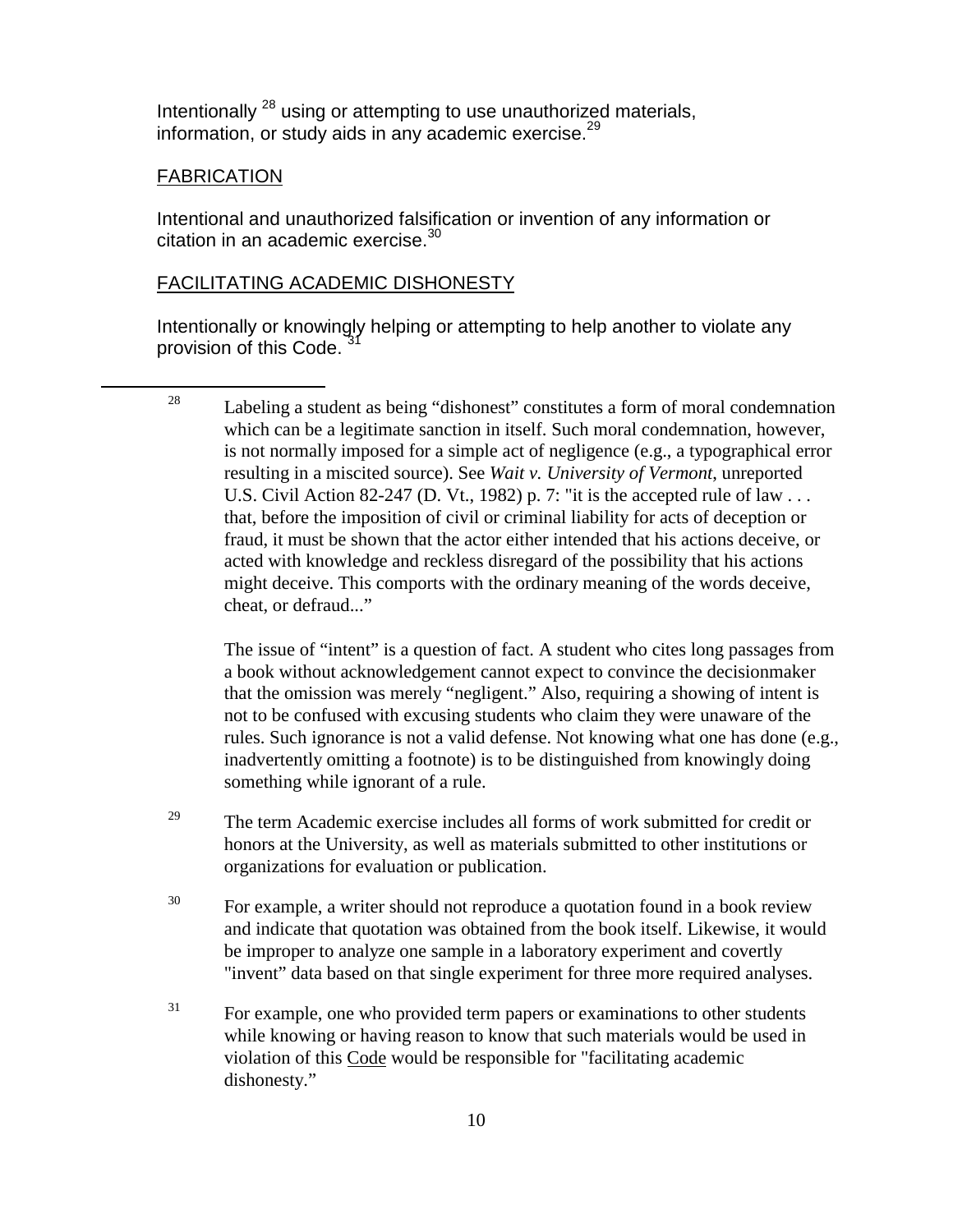Intentionally [28] using or attempting to use unauthorized materials, information, or study aids in any academic exercise.[29]

<u>FABRICATION</u>

Intentional and unauthorized falsification or invention of any information or citation in an academic exercise.[30]

<u>FACILITATING ACADEMIC DISHONESTY</u>

Intentionally or knowingly helping or attempting to help another to violate any provision of this Code. [31]

---

[28] Labeling a student as being "dishonest" constitutes a form of moral condemnation which can be a legitimate sanction in itself. Such moral condemnation, however, is not normally imposed for a simple act of negligence (e.g., a typographical error resulting in a miscited source). See *Wait v. University of Vermont*, unreported U.S. Civil Action 82-247 (D. Vt., 1982) p. 7: "it is the accepted rule of law . . . that, before the imposition of civil or criminal liability for acts of deception or fraud, it must be shown that the actor either intended that his actions deceive, or acted with knowledge and reckless disregard of the possibility that his actions might deceive. This comports with the ordinary meaning of the words deceive, cheat, or defraud..."

The issue of "intent" is a question of fact. A student who cites long passages from a book without acknowledgement cannot expect to convince the decisionmaker that the omission was merely "negligent." Also, requiring a showing of intent is not to be confused with excusing students who claim they were unaware of the rules. Such ignorance is not a valid defense. Not knowing what one has done (e.g., inadvertently omitting a footnote) is to be distinguished from knowingly doing something while ignorant of a rule.

[29] The term Academic exercise includes all forms of work submitted for credit or honors at the University, as well as materials submitted to other institutions or organizations for evaluation or publication.

[30] For example, a writer should not reproduce a quotation found in a book review and indicate that quotation was obtained from the book itself. Likewise, it would be improper to analyze one sample in a laboratory experiment and covertly "invent" data based on that single experiment for three more required analyses.

[31] For example, one who provided term papers or examinations to other students while knowing or having reason to know that such materials would be used in violation of this <u>Code</u> would be responsible for "facilitating academic dishonesty."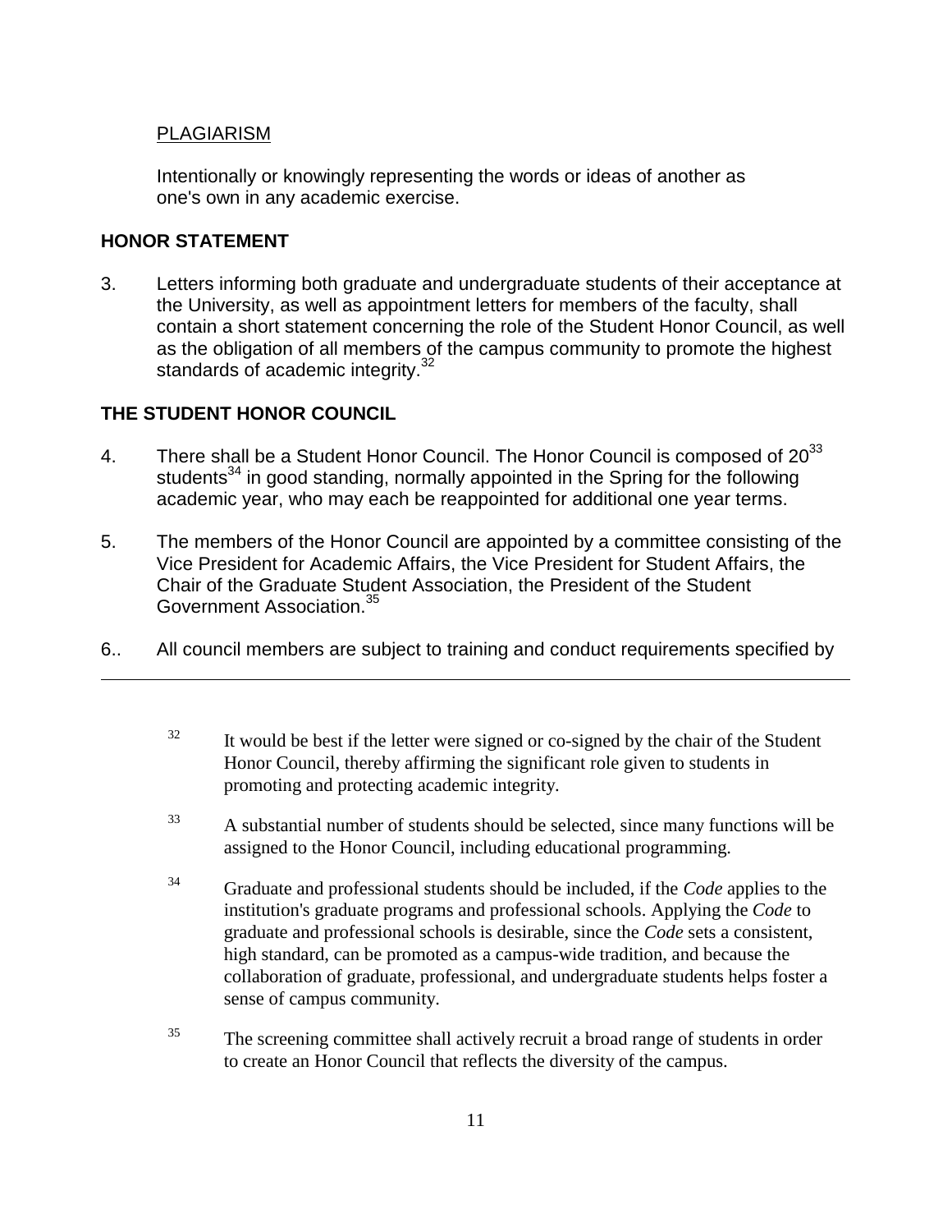PLAGIARISM

Intentionally or knowingly representing the words or ideas of another as one's own in any academic exercise.

**HONOR STATEMENT**

3. Letters informing both graduate and undergraduate students of their acceptance at the University, as well as appointment letters for members of the faculty, shall contain a short statement concerning the role of the Student Honor Council, as well as the obligation of all members of the campus community to promote the highest standards of academic integrity.[32]

**THE STUDENT HONOR COUNCIL**

4. There shall be a Student Honor Council. The Honor Council is composed of 20[33] students[34] in good standing, normally appointed in the Spring for the following academic year, who may each be reappointed for additional one year terms.

5. The members of the Honor Council are appointed by a committee consisting of the Vice President for Academic Affairs, the Vice President for Student Affairs, the Chair of the Graduate Student Association, the President of the Student Government Association.[35]

6.. All council members are subject to training and conduct requirements specified by

---

[32] It would be best if the letter were signed or co-signed by the chair of the Student Honor Council, thereby affirming the significant role given to students in promoting and protecting academic integrity.

[33] A substantial number of students should be selected, since many functions will be assigned to the Honor Council, including educational programming.

[34] Graduate and professional students should be included, if the *Code* applies to the institution's graduate programs and professional schools. Applying the *Code* to graduate and professional schools is desirable, since the *Code* sets a consistent, high standard, can be promoted as a campus-wide tradition, and because the collaboration of graduate, professional, and undergraduate students helps foster a sense of campus community.

[35] The screening committee shall actively recruit a broad range of students in order to create an Honor Council that reflects the diversity of the campus.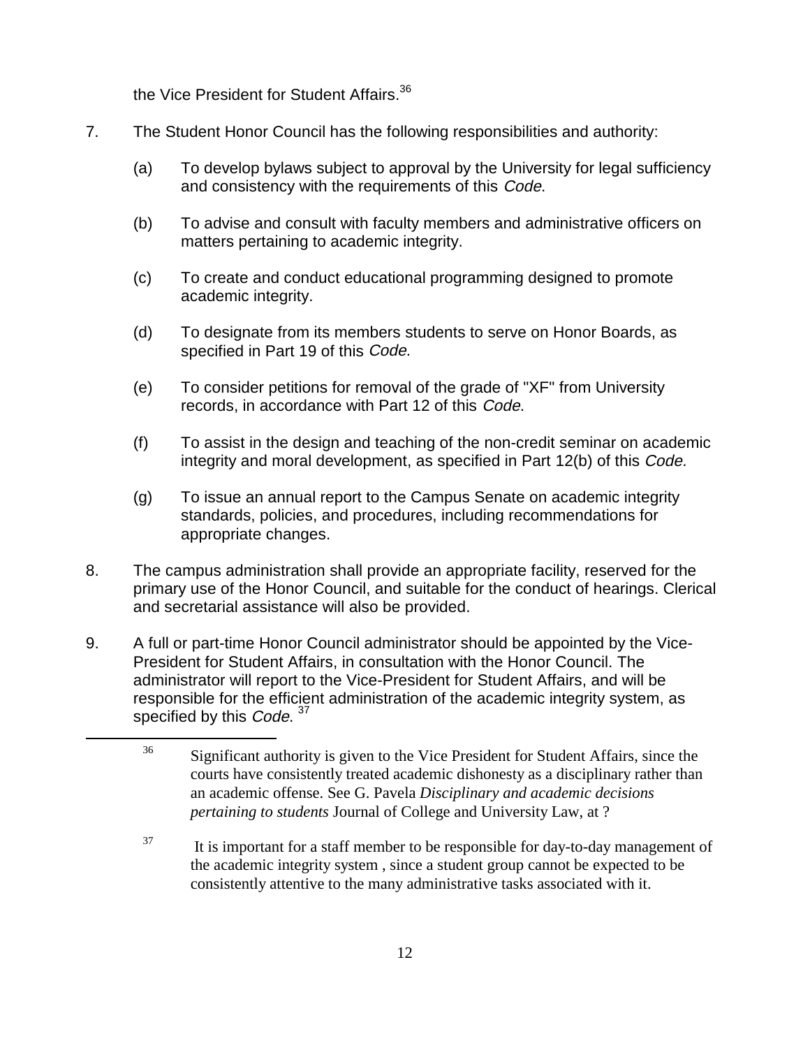the Vice President for Student Affairs.[36]

7. The Student Honor Council has the following responsibilities and authority:

   (a) To develop bylaws subject to approval by the University for legal sufficiency and consistency with the requirements of this *Code*.

   (b) To advise and consult with faculty members and administrative officers on matters pertaining to academic integrity.

   (c) To create and conduct educational programming designed to promote academic integrity.

   (d) To designate from its members students to serve on Honor Boards, as specified in Part 19 of this *Code*.

   (e) To consider petitions for removal of the grade of "XF" from University records, in accordance with Part 12 of this *Code*.

   (f) To assist in the design and teaching of the non-credit seminar on academic integrity and moral development, as specified in Part 12(b) of this *Code.*

   (g) To issue an annual report to the Campus Senate on academic integrity standards, policies, and procedures, including recommendations for appropriate changes.

8. The campus administration shall provide an appropriate facility, reserved for the primary use of the Honor Council, and suitable for the conduct of hearings. Clerical and secretarial assistance will also be provided.

9. A full or part-time Honor Council administrator should be appointed by the Vice-President for Student Affairs, in consultation with the Honor Council. The administrator will report to the Vice-President for Student Affairs, and will be responsible for the efficient administration of the academic integrity system, as specified by this *Code*.[37]

---

[36] Significant authority is given to the Vice President for Student Affairs, since the courts have consistently treated academic dishonesty as a disciplinary rather than an academic offense. See G. Pavela *Disciplinary and academic decisions pertaining to students* Journal of College and University Law, at ?

[37] It is important for a staff member to be responsible for day-to-day management of the academic integrity system , since a student group cannot be expected to be consistently attentive to the many administrative tasks associated with it.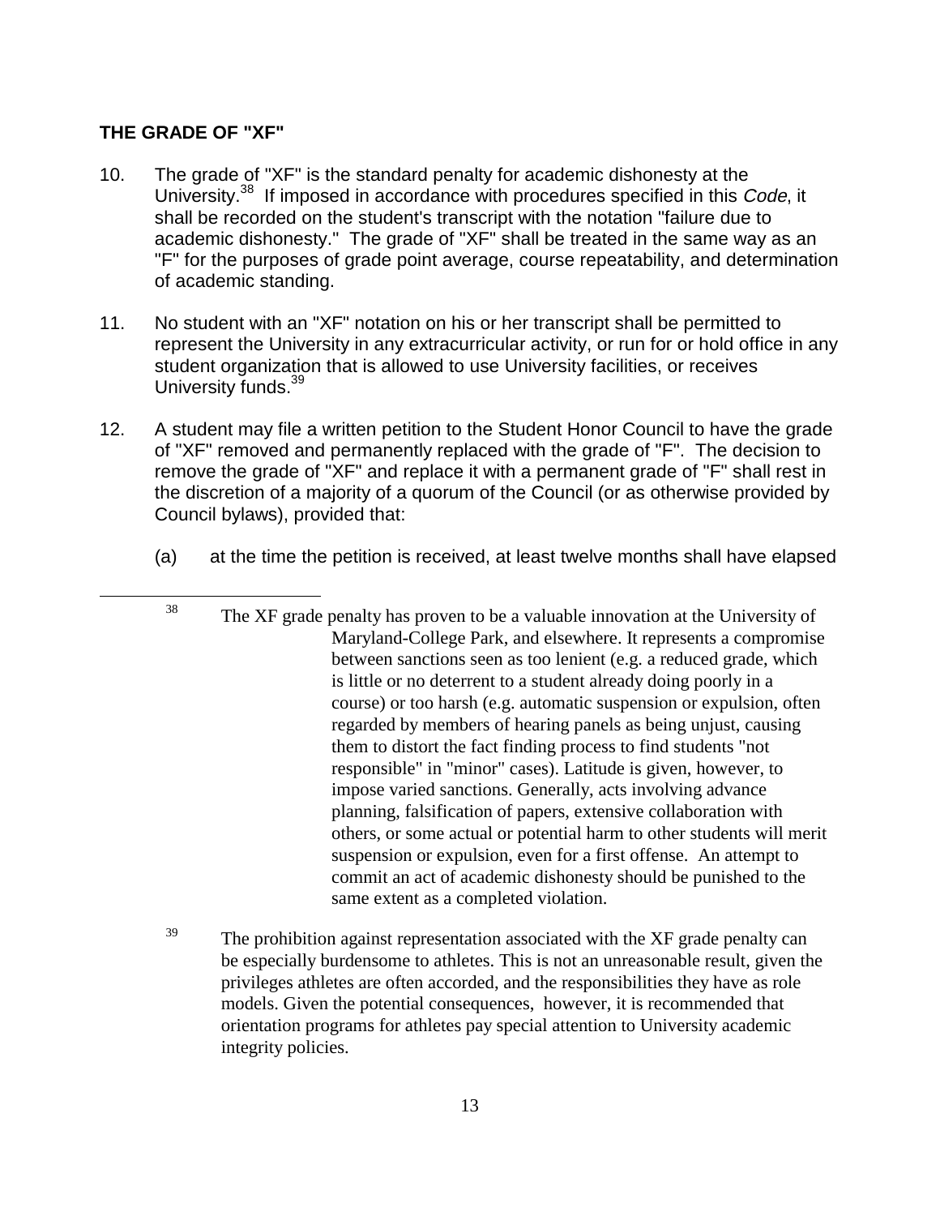## THE GRADE OF "XF"

10. The grade of "XF" is the standard penalty for academic dishonesty at the University.[38] If imposed in accordance with procedures specified in this *Code*, it shall be recorded on the student's transcript with the notation "failure due to academic dishonesty." The grade of "XF" shall be treated in the same way as an "F" for the purposes of grade point average, course repeatability, and determination of academic standing.

11. No student with an "XF" notation on his or her transcript shall be permitted to represent the University in any extracurricular activity, or run for or hold office in any student organization that is allowed to use University facilities, or receives University funds.[39]

12. A student may file a written petition to the Student Honor Council to have the grade of "XF" removed and permanently replaced with the grade of "F". The decision to remove the grade of "XF" and replace it with a permanent grade of "F" shall rest in the discretion of a majority of a quorum of the Council (or as otherwise provided by Council bylaws), provided that:

    (a) at the time the petition is received, at least twelve months shall have elapsed

---

[38] The XF grade penalty has proven to be a valuable innovation at the University of Maryland-College Park, and elsewhere. It represents a compromise between sanctions seen as too lenient (e.g. a reduced grade, which is little or no deterrent to a student already doing poorly in a course) or too harsh (e.g. automatic suspension or expulsion, often regarded by members of hearing panels as being unjust, causing them to distort the fact finding process to find students "not responsible" in "minor" cases). Latitude is given, however, to impose varied sanctions. Generally, acts involving advance planning, falsification of papers, extensive collaboration with others, or some actual or potential harm to other students will merit suspension or expulsion, even for a first offense. An attempt to commit an act of academic dishonesty should be punished to the same extent as a completed violation.

[39] The prohibition against representation associated with the XF grade penalty can be especially burdensome to athletes. This is not an unreasonable result, given the privileges athletes are often accorded, and the responsibilities they have as role models. Given the potential consequences, however, it is recommended that orientation programs for athletes pay special attention to University academic integrity policies.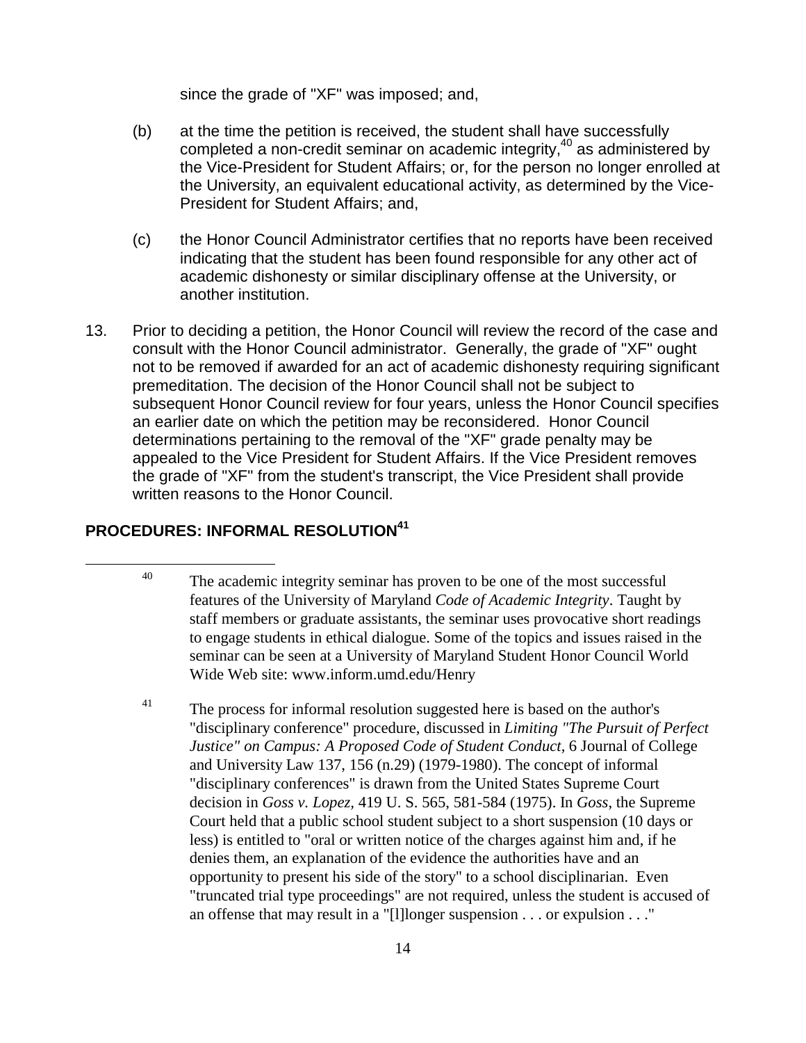since the grade of "XF" was imposed; and,

(b) at the time the petition is received, the student shall have successfully completed a non-credit seminar on academic integrity,[40] as administered by the Vice-President for Student Affairs; or, for the person no longer enrolled at the University, an equivalent educational activity, as determined by the Vice-President for Student Affairs; and,

(c) the Honor Council Administrator certifies that no reports have been received indicating that the student has been found responsible for any other act of academic dishonesty or similar disciplinary offense at the University, or another institution.

13. Prior to deciding a petition, the Honor Council will review the record of the case and consult with the Honor Council administrator. Generally, the grade of "XF" ought not to be removed if awarded for an act of academic dishonesty requiring significant premeditation. The decision of the Honor Council shall not be subject to subsequent Honor Council review for four years, unless the Honor Council specifies an earlier date on which the petition may be reconsidered. Honor Council determinations pertaining to the removal of the "XF" grade penalty may be appealed to the Vice President for Student Affairs. If the Vice President removes the grade of "XF" from the student's transcript, the Vice President shall provide written reasons to the Honor Council.

## PROCEDURES: INFORMAL RESOLUTION[41]

---

[40] The academic integrity seminar has proven to be one of the most successful features of the University of Maryland *Code of Academic Integrity*. Taught by staff members or graduate assistants, the seminar uses provocative short readings to engage students in ethical dialogue. Some of the topics and issues raised in the seminar can be seen at a University of Maryland Student Honor Council World Wide Web site: www.inform.umd.edu/Henry

[41] The process for informal resolution suggested here is based on the author's "disciplinary conference" procedure, discussed in *Limiting "The Pursuit of Perfect Justice" on Campus: A Proposed Code of Student Conduct*, 6 Journal of College and University Law 137, 156 (n.29) (1979-1980). The concept of informal "disciplinary conferences" is drawn from the United States Supreme Court decision in *Goss v. Lopez*, 419 U. S. 565, 581-584 (1975). In *Goss*, the Supreme Court held that a public school student subject to a short suspension (10 days or less) is entitled to "oral or written notice of the charges against him and, if he denies them, an explanation of the evidence the authorities have and an opportunity to present his side of the story" to a school disciplinarian. Even "truncated trial type proceedings" are not required, unless the student is accused of an offense that may result in a "[l]longer suspension . . . or expulsion . . ."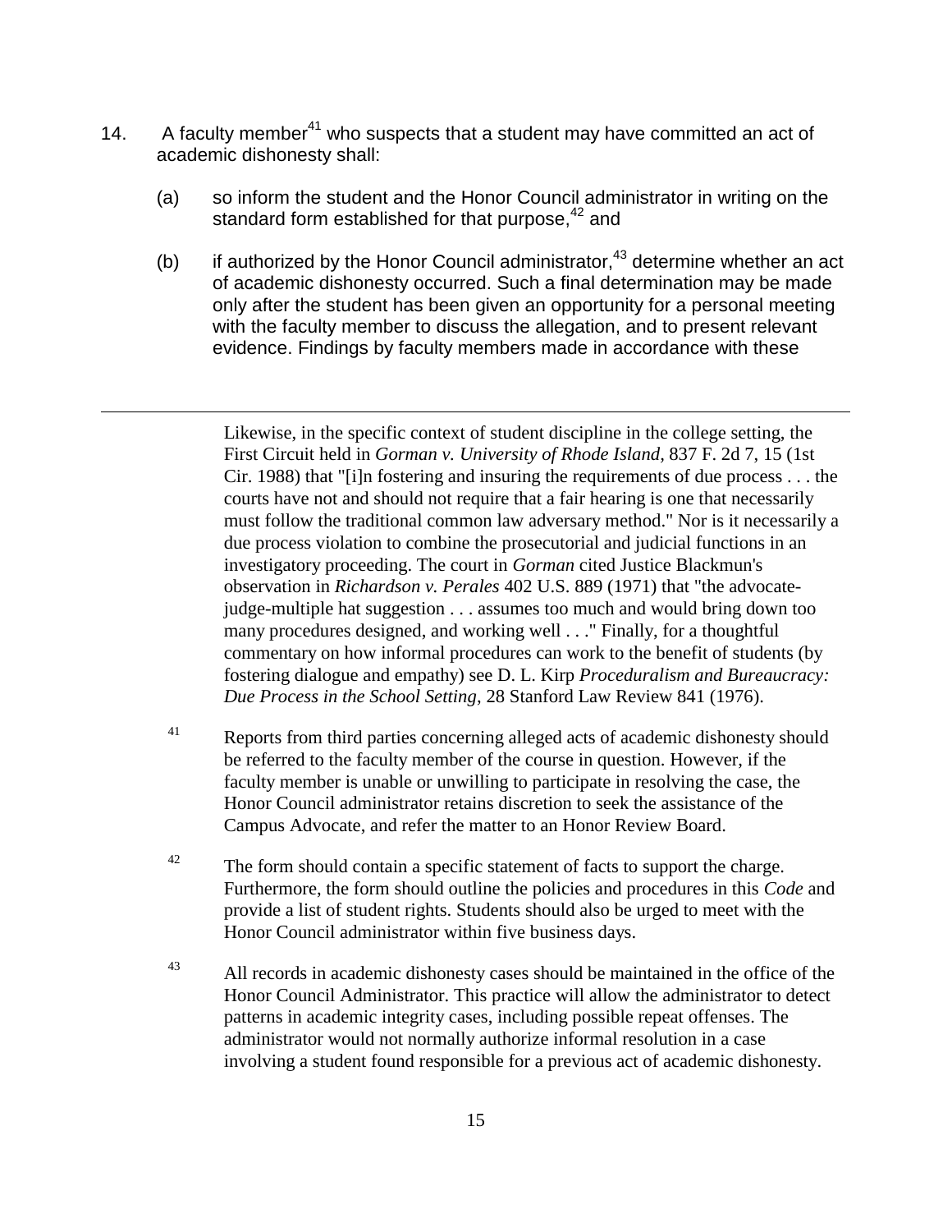14. A faculty member[41] who suspects that a student may have committed an act of academic dishonesty shall:

    (a) so inform the student and the Honor Council administrator in writing on the standard form established for that purpose,[42] and

    (b) if authorized by the Honor Council administrator,[43] determine whether an act of academic dishonesty occurred. Such a final determination may be made only after the student has been given an opportunity for a personal meeting with the faculty member to discuss the allegation, and to present relevant evidence. Findings by faculty members made in accordance with these

---

Likewise, in the specific context of student discipline in the college setting, the First Circuit held in *Gorman v. University of Rhode Island,* 837 F. 2d 7, 15 (1st Cir. 1988) that "[i]n fostering and insuring the requirements of due process . . . the courts have not and should not require that a fair hearing is one that necessarily must follow the traditional common law adversary method." Nor is it necessarily a due process violation to combine the prosecutorial and judicial functions in an investigatory proceeding. The court in *Gorman* cited Justice Blackmun's observation in *Richardson v. Perales* 402 U.S. 889 (1971) that "the advocate-judge-multiple hat suggestion . . . assumes too much and would bring down too many procedures designed, and working well . . ." Finally, for a thoughtful commentary on how informal procedures can work to the benefit of students (by fostering dialogue and empathy) see D. L. Kirp *Proceduralism and Bureaucracy: Due Process in the School Setting*, 28 Stanford Law Review 841 (1976).

[41] Reports from third parties concerning alleged acts of academic dishonesty should be referred to the faculty member of the course in question. However, if the faculty member is unable or unwilling to participate in resolving the case, the Honor Council administrator retains discretion to seek the assistance of the Campus Advocate, and refer the matter to an Honor Review Board.

[42] The form should contain a specific statement of facts to support the charge. Furthermore, the form should outline the policies and procedures in this *Code* and provide a list of student rights. Students should also be urged to meet with the Honor Council administrator within five business days.

[43] All records in academic dishonesty cases should be maintained in the office of the Honor Council Administrator. This practice will allow the administrator to detect patterns in academic integrity cases, including possible repeat offenses. The administrator would not normally authorize informal resolution in a case involving a student found responsible for a previous act of academic dishonesty.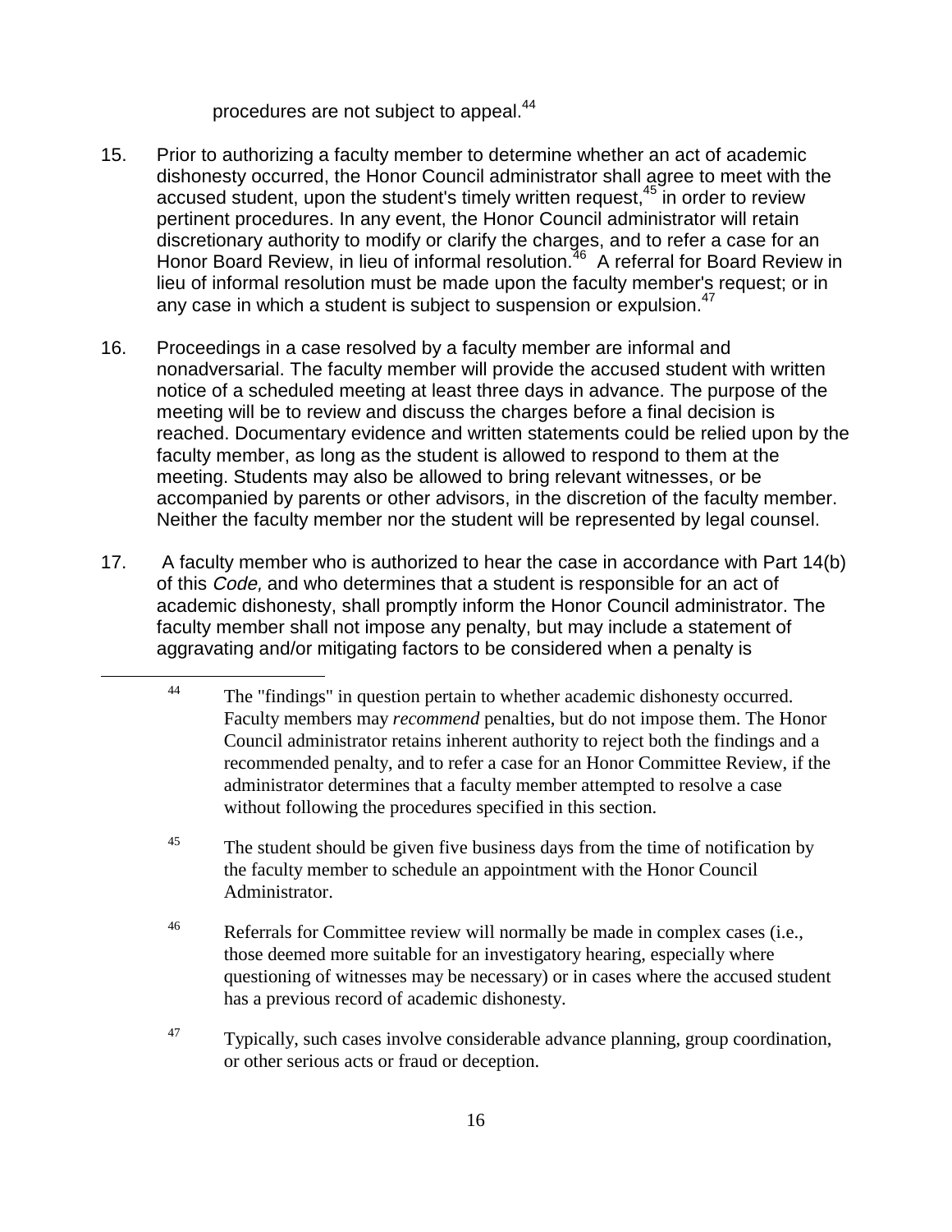procedures are not subject to appeal.[44]

15. Prior to authorizing a faculty member to determine whether an act of academic dishonesty occurred, the Honor Council administrator shall agree to meet with the accused student, upon the student's timely written request,[45] in order to review pertinent procedures. In any event, the Honor Council administrator will retain discretionary authority to modify or clarify the charges, and to refer a case for an Honor Board Review, in lieu of informal resolution.[46] A referral for Board Review in lieu of informal resolution must be made upon the faculty member's request; or in any case in which a student is subject to suspension or expulsion.[47]

16. Proceedings in a case resolved by a faculty member are informal and nonadversarial. The faculty member will provide the accused student with written notice of a scheduled meeting at least three days in advance. The purpose of the meeting will be to review and discuss the charges before a final decision is reached. Documentary evidence and written statements could be relied upon by the faculty member, as long as the student is allowed to respond to them at the meeting. Students may also be allowed to bring relevant witnesses, or be accompanied by parents or other advisors, in the discretion of the faculty member. Neither the faculty member nor the student will be represented by legal counsel.

17. A faculty member who is authorized to hear the case in accordance with Part 14(b) of this *Code,* and who determines that a student is responsible for an act of academic dishonesty, shall promptly inform the Honor Council administrator. The faculty member shall not impose any penalty, but may include a statement of aggravating and/or mitigating factors to be considered when a penalty is

---

[44] The "findings" in question pertain to whether academic dishonesty occurred. Faculty members may *recommend* penalties, but do not impose them. The Honor Council administrator retains inherent authority to reject both the findings and a recommended penalty, and to refer a case for an Honor Committee Review, if the administrator determines that a faculty member attempted to resolve a case without following the procedures specified in this section.

[45] The student should be given five business days from the time of notification by the faculty member to schedule an appointment with the Honor Council Administrator.

[46] Referrals for Committee review will normally be made in complex cases (i.e., those deemed more suitable for an investigatory hearing, especially where questioning of witnesses may be necessary) or in cases where the accused student has a previous record of academic dishonesty.

[47] Typically, such cases involve considerable advance planning, group coordination, or other serious acts or fraud or deception.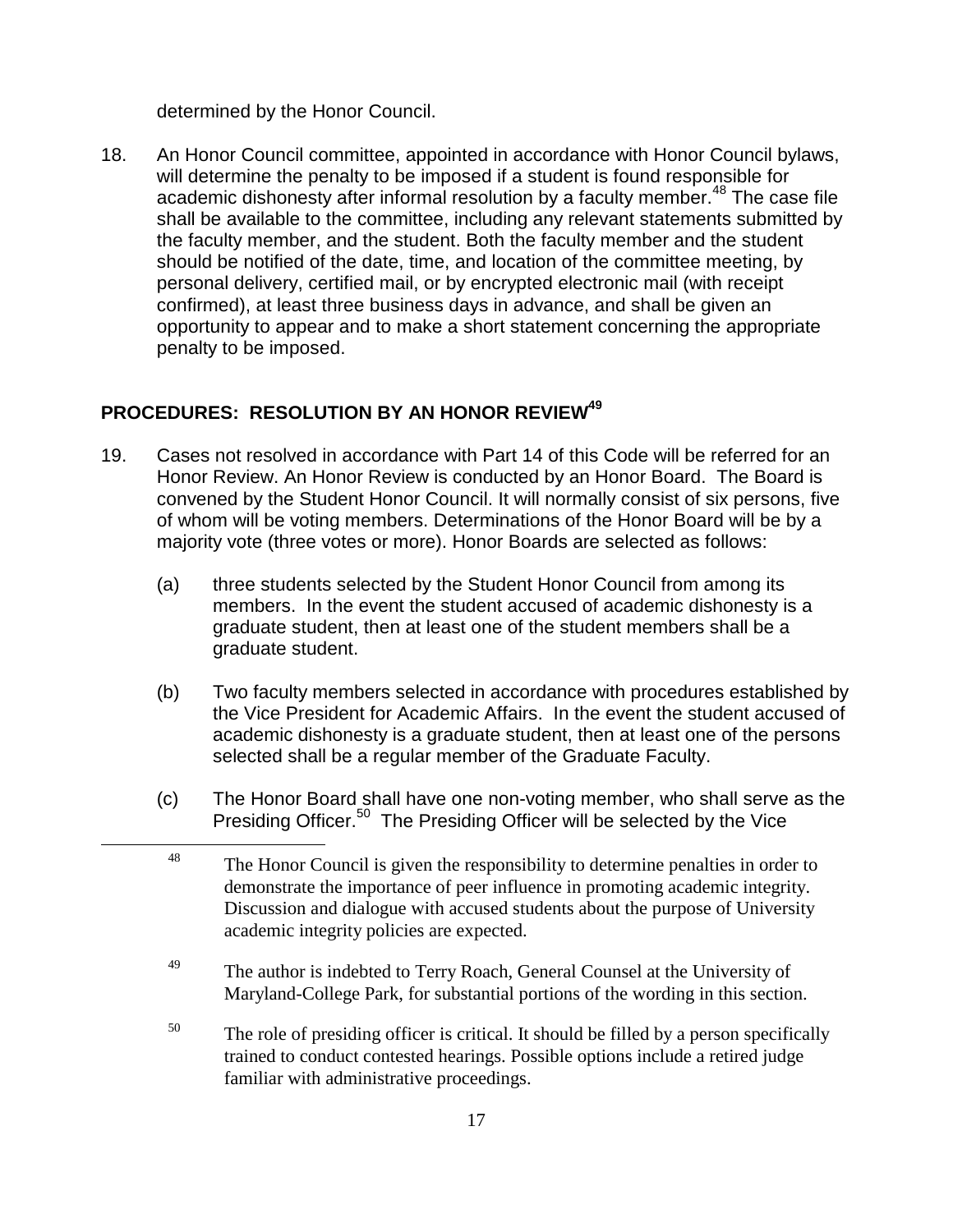determined by the Honor Council.

18. An Honor Council committee, appointed in accordance with Honor Council bylaws, will determine the penalty to be imposed if a student is found responsible for academic dishonesty after informal resolution by a faculty member.[48] The case file shall be available to the committee, including any relevant statements submitted by the faculty member, and the student. Both the faculty member and the student should be notified of the date, time, and location of the committee meeting, by personal delivery, certified mail, or by encrypted electronic mail (with receipt confirmed), at least three business days in advance, and shall be given an opportunity to appear and to make a short statement concerning the appropriate penalty to be imposed.

## PROCEDURES: RESOLUTION BY AN HONOR REVIEW[49]

19. Cases not resolved in accordance with Part 14 of this Code will be referred for an Honor Review. An Honor Review is conducted by an Honor Board. The Board is convened by the Student Honor Council. It will normally consist of six persons, five of whom will be voting members. Determinations of the Honor Board will be by a majority vote (three votes or more). Honor Boards are selected as follows:

    (a) three students selected by the Student Honor Council from among its members. In the event the student accused of academic dishonesty is a graduate student, then at least one of the student members shall be a graduate student.

    (b) Two faculty members selected in accordance with procedures established by the Vice President for Academic Affairs. In the event the student accused of academic dishonesty is a graduate student, then at least one of the persons selected shall be a regular member of the Graduate Faculty.

    (c) The Honor Board shall have one non-voting member, who shall serve as the Presiding Officer.[50] The Presiding Officer will be selected by the Vice

---

[48] The Honor Council is given the responsibility to determine penalties in order to demonstrate the importance of peer influence in promoting academic integrity. Discussion and dialogue with accused students about the purpose of University academic integrity policies are expected.

[49] The author is indebted to Terry Roach, General Counsel at the University of Maryland-College Park, for substantial portions of the wording in this section.

[50] The role of presiding officer is critical. It should be filled by a person specifically trained to conduct contested hearings. Possible options include a retired judge familiar with administrative proceedings.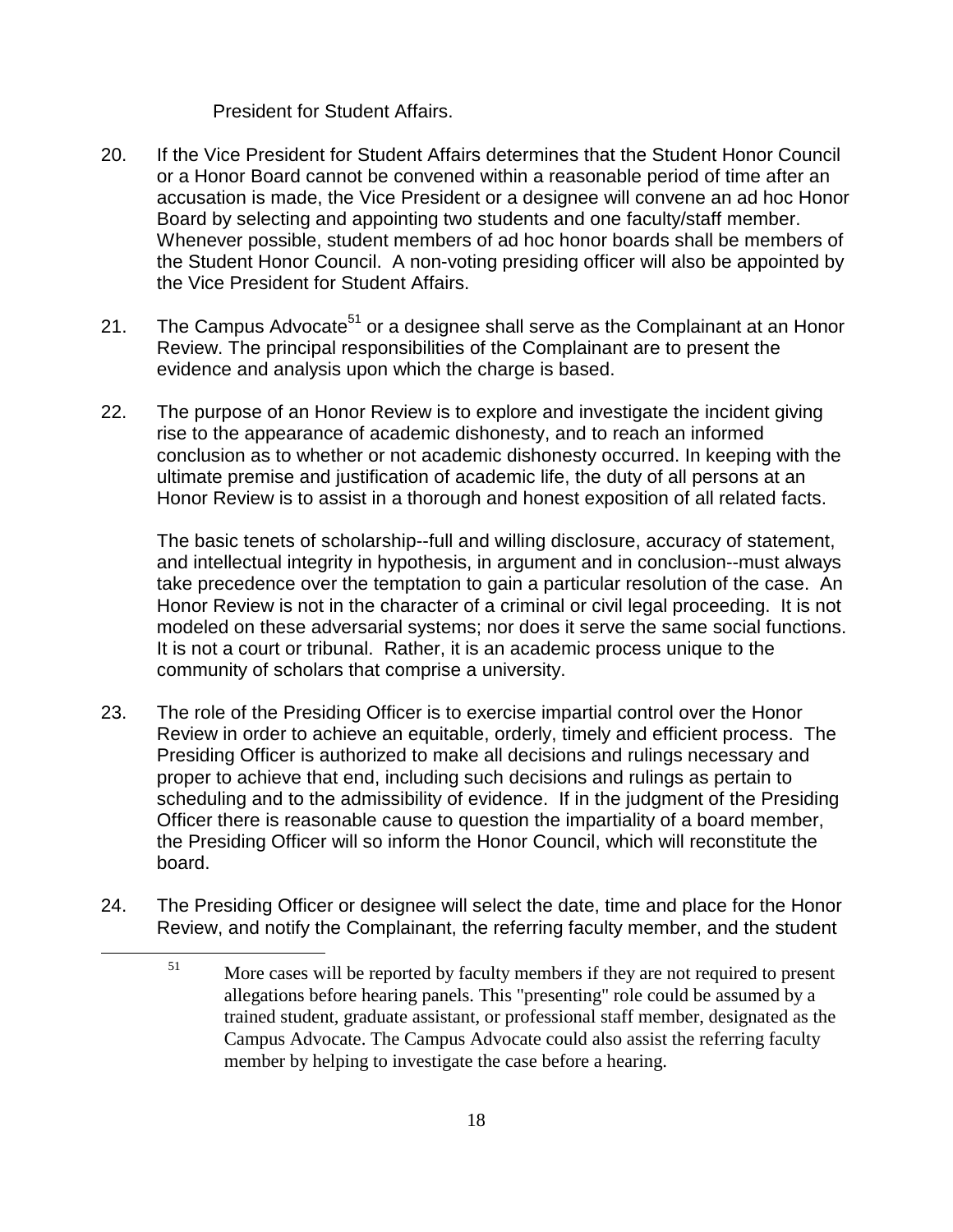President for Student Affairs.

20. If the Vice President for Student Affairs determines that the Student Honor Council or a Honor Board cannot be convened within a reasonable period of time after an accusation is made, the Vice President or a designee will convene an ad hoc Honor Board by selecting and appointing two students and one faculty/staff member. Whenever possible, student members of ad hoc honor boards shall be members of the Student Honor Council. A non-voting presiding officer will also be appointed by the Vice President for Student Affairs.

21. The Campus Advocate[51] or a designee shall serve as the Complainant at an Honor Review. The principal responsibilities of the Complainant are to present the evidence and analysis upon which the charge is based.

22. The purpose of an Honor Review is to explore and investigate the incident giving rise to the appearance of academic dishonesty, and to reach an informed conclusion as to whether or not academic dishonesty occurred. In keeping with the ultimate premise and justification of academic life, the duty of all persons at an Honor Review is to assist in a thorough and honest exposition of all related facts.

    The basic tenets of scholarship--full and willing disclosure, accuracy of statement, and intellectual integrity in hypothesis, in argument and in conclusion--must always take precedence over the temptation to gain a particular resolution of the case. An Honor Review is not in the character of a criminal or civil legal proceeding. It is not modeled on these adversarial systems; nor does it serve the same social functions. It is not a court or tribunal. Rather, it is an academic process unique to the community of scholars that comprise a university.

23. The role of the Presiding Officer is to exercise impartial control over the Honor Review in order to achieve an equitable, orderly, timely and efficient process. The Presiding Officer is authorized to make all decisions and rulings necessary and proper to achieve that end, including such decisions and rulings as pertain to scheduling and to the admissibility of evidence. If in the judgment of the Presiding Officer there is reasonable cause to question the impartiality of a board member, the Presiding Officer will so inform the Honor Council, which will reconstitute the board.

24. The Presiding Officer or designee will select the date, time and place for the Honor Review, and notify the Complainant, the referring faculty member, and the student

---

[51] More cases will be reported by faculty members if they are not required to present allegations before hearing panels. This "presenting" role could be assumed by a trained student, graduate assistant, or professional staff member, designated as the Campus Advocate. The Campus Advocate could also assist the referring faculty member by helping to investigate the case before a hearing.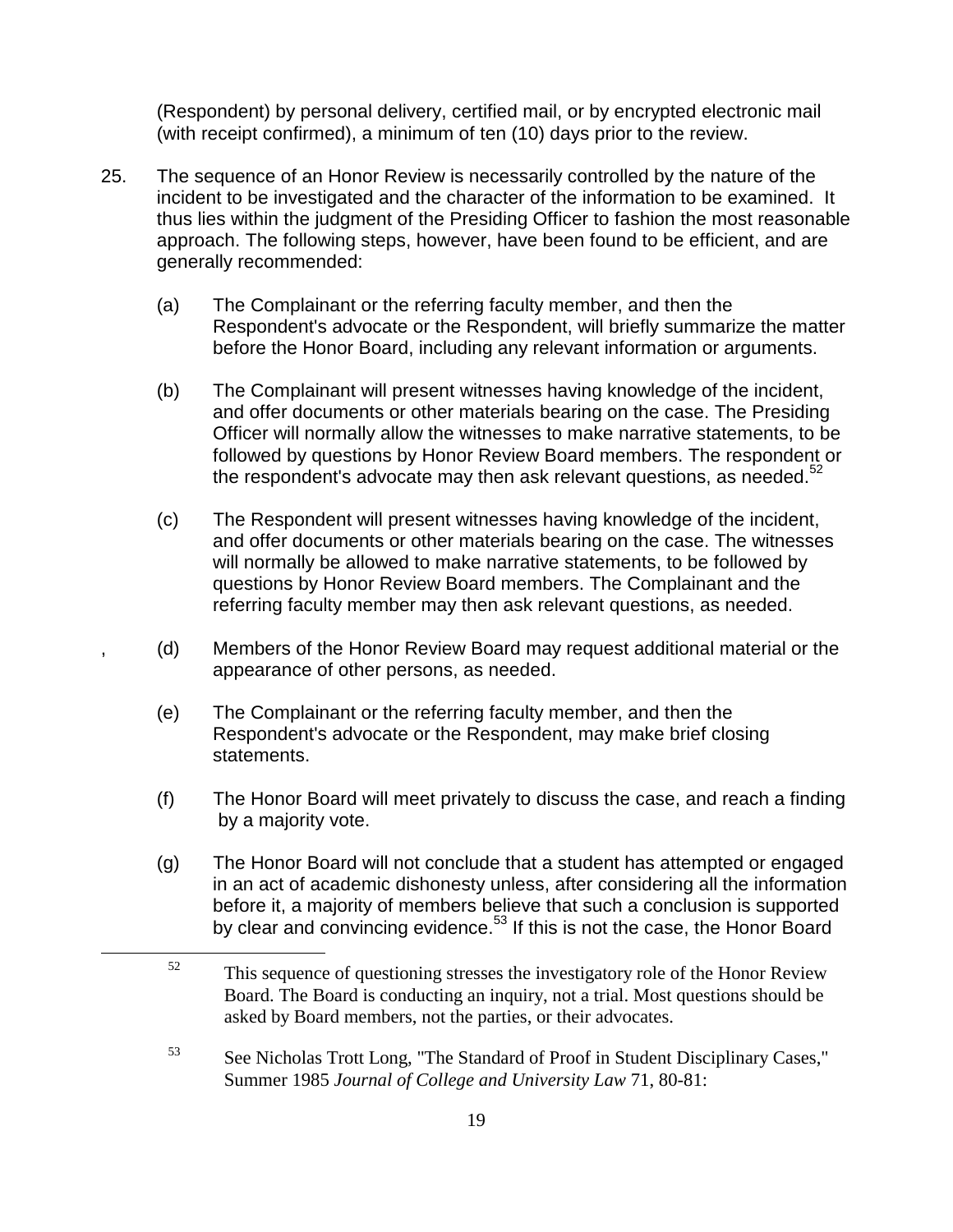(Respondent) by personal delivery, certified mail, or by encrypted electronic mail (with receipt confirmed), a minimum of ten (10) days prior to the review.

25. The sequence of an Honor Review is necessarily controlled by the nature of the incident to be investigated and the character of the information to be examined. It thus lies within the judgment of the Presiding Officer to fashion the most reasonable approach. The following steps, however, have been found to be efficient, and are generally recommended:

    (a) The Complainant or the referring faculty member, and then the Respondent's advocate or the Respondent, will briefly summarize the matter before the Honor Board, including any relevant information or arguments.

    (b) The Complainant will present witnesses having knowledge of the incident, and offer documents or other materials bearing on the case. The Presiding Officer will normally allow the witnesses to make narrative statements, to be followed by questions by Honor Review Board members. The respondent or the respondent's advocate may then ask relevant questions, as needed.[52]

    (c) The Respondent will present witnesses having knowledge of the incident, and offer documents or other materials bearing on the case. The witnesses will normally be allowed to make narrative statements, to be followed by questions by Honor Review Board members. The Complainant and the referring faculty member may then ask relevant questions, as needed.

    , (d) Members of the Honor Review Board may request additional material or the appearance of other persons, as needed.

    (e) The Complainant or the referring faculty member, and then the Respondent's advocate or the Respondent, may make brief closing statements.

    (f) The Honor Board will meet privately to discuss the case, and reach a finding by a majority vote.

    (g) The Honor Board will not conclude that a student has attempted or engaged in an act of academic dishonesty unless, after considering all the information before it, a majority of members believe that such a conclusion is supported by clear and convincing evidence.[53] If this is not the case, the Honor Board

---

[52] This sequence of questioning stresses the investigatory role of the Honor Review Board. The Board is conducting an inquiry, not a trial. Most questions should be asked by Board members, not the parties, or their advocates.

[53] See Nicholas Trott Long, "The Standard of Proof in Student Disciplinary Cases," Summer 1985 *Journal of College and University Law* 71, 80-81: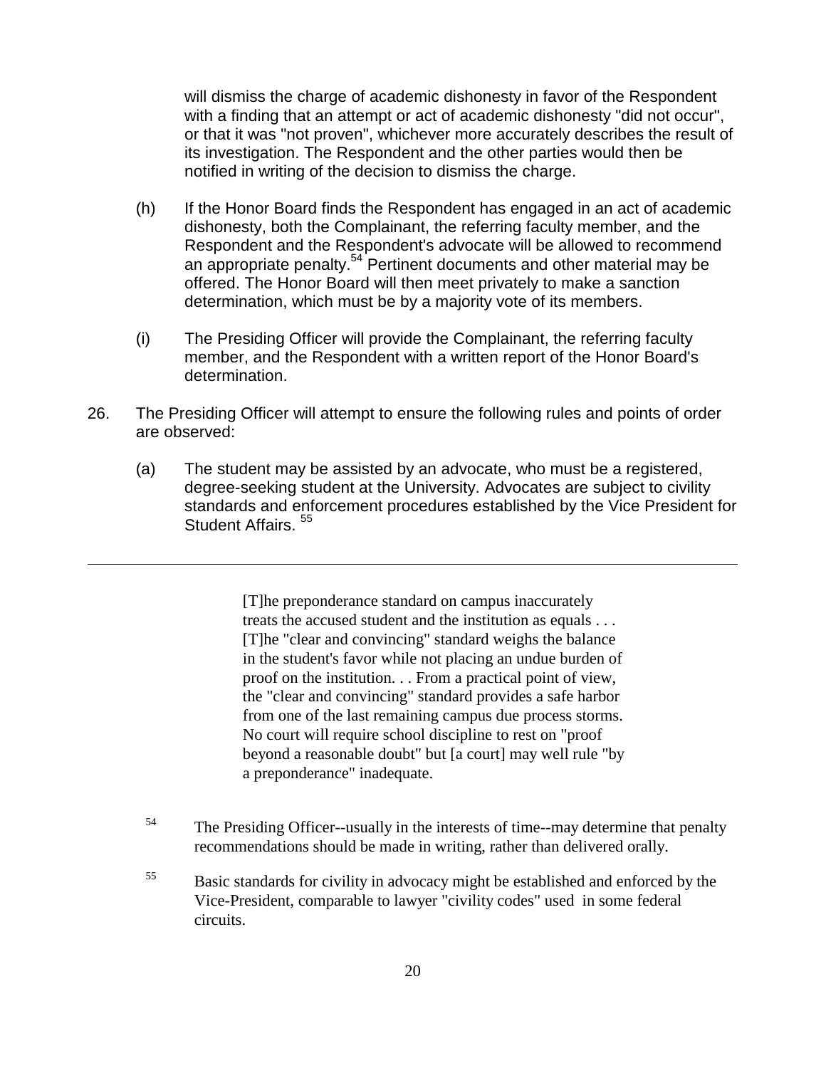will dismiss the charge of academic dishonesty in favor of the Respondent with a finding that an attempt or act of academic dishonesty "did not occur", or that it was "not proven", whichever more accurately describes the result of its investigation. The Respondent and the other parties would then be notified in writing of the decision to dismiss the charge.

(h) If the Honor Board finds the Respondent has engaged in an act of academic dishonesty, both the Complainant, the referring faculty member, and the Respondent and the Respondent's advocate will be allowed to recommend an appropriate penalty.[54] Pertinent documents and other material may be offered. The Honor Board will then meet privately to make a sanction determination, which must be by a majority vote of its members.

(i) The Presiding Officer will provide the Complainant, the referring faculty member, and the Respondent with a written report of the Honor Board's determination.

26. The Presiding Officer will attempt to ensure the following rules and points of order are observed:

(a) The student may be assisted by an advocate, who must be a registered, degree-seeking student at the University. Advocates are subject to civility standards and enforcement procedures established by the Vice President for Student Affairs. [55]

---

> [T]he preponderance standard on campus inaccurately treats the accused student and the institution as equals . . . [T]he "clear and convincing" standard weighs the balance in the student's favor while not placing an undue burden of proof on the institution. . . From a practical point of view, the "clear and convincing" standard provides a safe harbor from one of the last remaining campus due process storms. No court will require school discipline to rest on "proof beyond a reasonable doubt" but [a court] may well rule "by a preponderance" inadequate.

[54] The Presiding Officer--usually in the interests of time--may determine that penalty recommendations should be made in writing, rather than delivered orally.

[55] Basic standards for civility in advocacy might be established and enforced by the Vice-President, comparable to lawyer "civility codes" used in some federal circuits.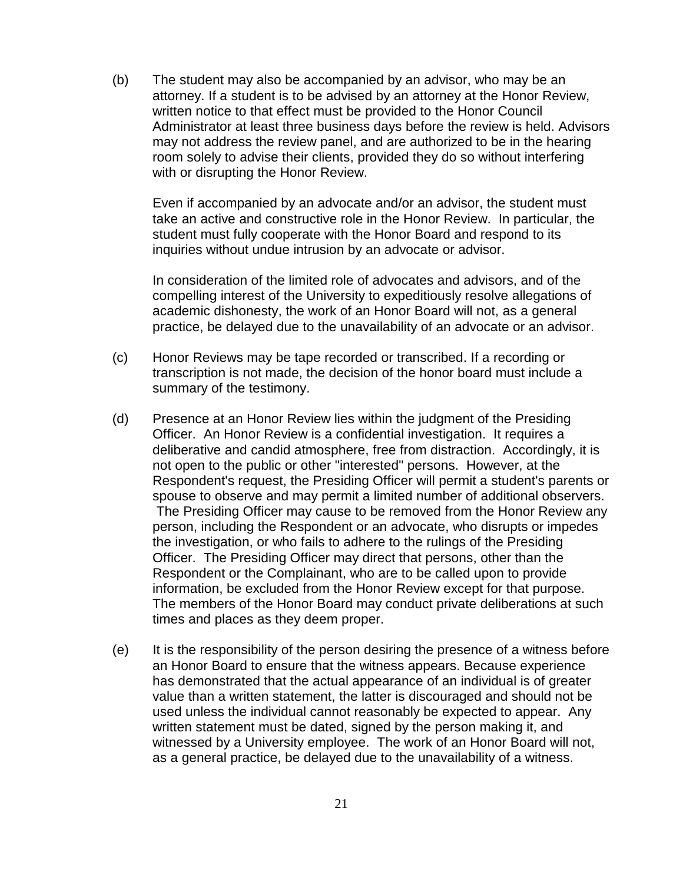(b) The student may also be accompanied by an advisor, who may be an attorney. If a student is to be advised by an attorney at the Honor Review, written notice to that effect must be provided to the Honor Council Administrator at least three business days before the review is held. Advisors may not address the review panel, and are authorized to be in the hearing room solely to advise their clients, provided they do so without interfering with or disrupting the Honor Review.

Even if accompanied by an advocate and/or an advisor, the student must take an active and constructive role in the Honor Review. In particular, the student must fully cooperate with the Honor Board and respond to its inquiries without undue intrusion by an advocate or advisor.

In consideration of the limited role of advocates and advisors, and of the compelling interest of the University to expeditiously resolve allegations of academic dishonesty, the work of an Honor Board will not, as a general practice, be delayed due to the unavailability of an advocate or an advisor.

(c) Honor Reviews may be tape recorded or transcribed. If a recording or transcription is not made, the decision of the honor board must include a summary of the testimony.

(d) Presence at an Honor Review lies within the judgment of the Presiding Officer. An Honor Review is a confidential investigation. It requires a deliberative and candid atmosphere, free from distraction. Accordingly, it is not open to the public or other "interested" persons. However, at the Respondent's request, the Presiding Officer will permit a student's parents or spouse to observe and may permit a limited number of additional observers. The Presiding Officer may cause to be removed from the Honor Review any person, including the Respondent or an advocate, who disrupts or impedes the investigation, or who fails to adhere to the rulings of the Presiding Officer. The Presiding Officer may direct that persons, other than the Respondent or the Complainant, who are to be called upon to provide information, be excluded from the Honor Review except for that purpose. The members of the Honor Board may conduct private deliberations at such times and places as they deem proper.

(e) It is the responsibility of the person desiring the presence of a witness before an Honor Board to ensure that the witness appears. Because experience has demonstrated that the actual appearance of an individual is of greater value than a written statement, the latter is discouraged and should not be used unless the individual cannot reasonably be expected to appear. Any written statement must be dated, signed by the person making it, and witnessed by a University employee. The work of an Honor Board will not, as a general practice, be delayed due to the unavailability of a witness.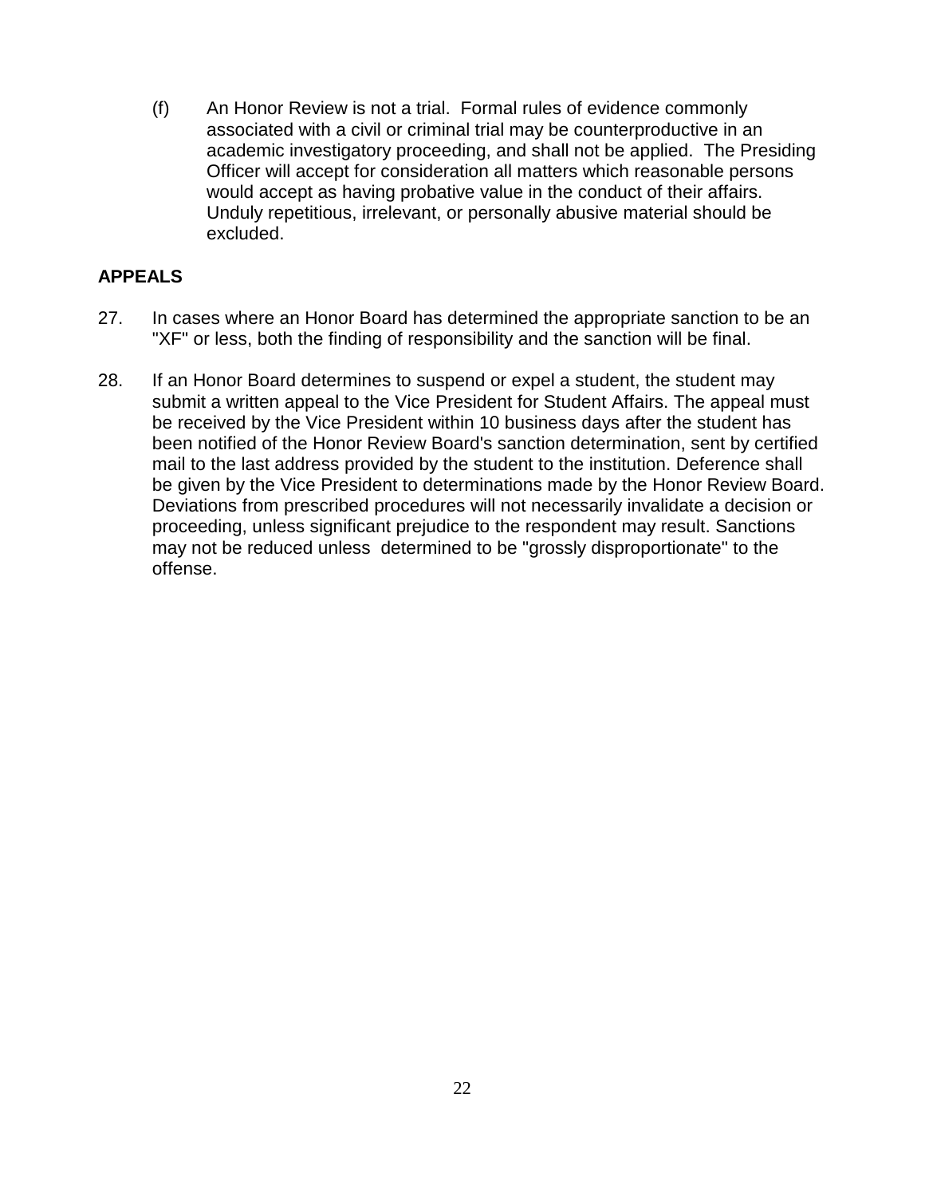(f) An Honor Review is not a trial. Formal rules of evidence commonly associated with a civil or criminal trial may be counterproductive in an academic investigatory proceeding, and shall not be applied. The Presiding Officer will accept for consideration all matters which reasonable persons would accept as having probative value in the conduct of their affairs. Unduly repetitious, irrelevant, or personally abusive material should be excluded.

**APPEALS**

27. In cases where an Honor Board has determined the appropriate sanction to be an "XF" or less, both the finding of responsibility and the sanction will be final.

28. If an Honor Board determines to suspend or expel a student, the student may submit a written appeal to the Vice President for Student Affairs. The appeal must be received by the Vice President within 10 business days after the student has been notified of the Honor Review Board's sanction determination, sent by certified mail to the last address provided by the student to the institution. Deference shall be given by the Vice President to determinations made by the Honor Review Board. Deviations from prescribed procedures will not necessarily invalidate a decision or proceeding, unless significant prejudice to the respondent may result. Sanctions may not be reduced unless determined to be "grossly disproportionate" to the offense.